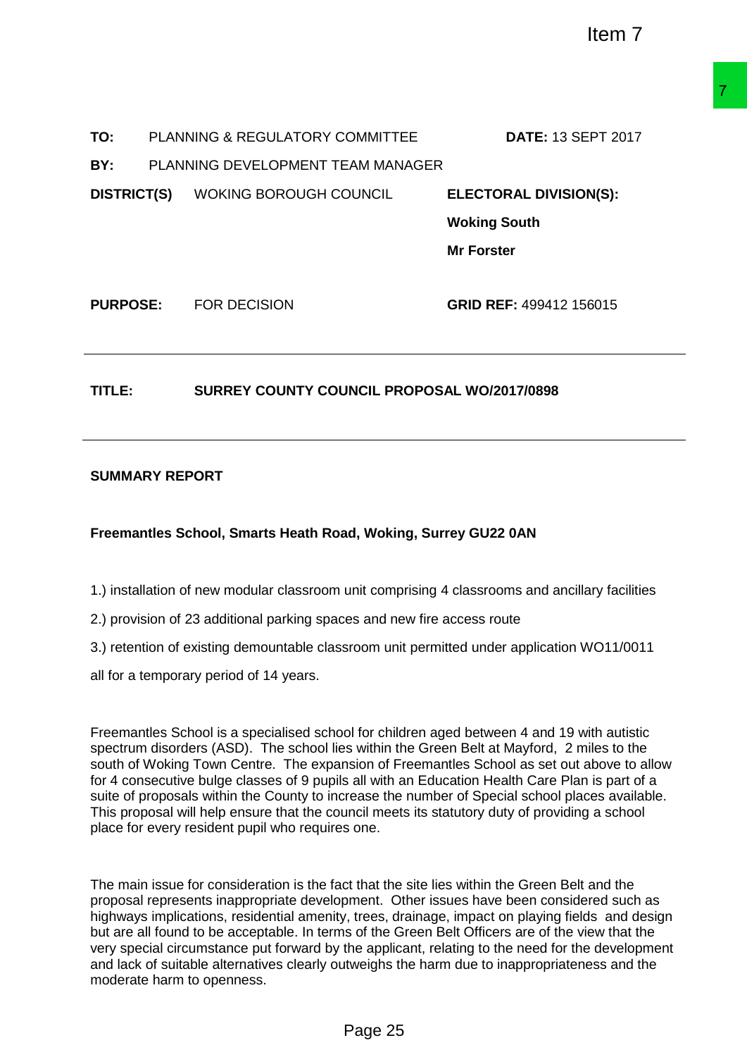Item 7

| | | | |
|---|---|---|---|
| **TO:** | PLANNING & REGULATORY COMMITTEE | | **DATE:** 13 SEPT 2017 |
| **BY:** | PLANNING DEVELOPMENT TEAM MANAGER | | |
| **DISTRICT(S)** | WOKING BOROUGH COUNCIL | | **ELECTORAL DIVISION(S):** |
| | | | **Woking South** |
| | | | **Mr Forster** |
| **PURPOSE:** | FOR DECISION | | **GRID REF:** 499412 156015 |

**TITLE:** **SURREY COUNTY COUNCIL PROPOSAL WO/2017/0898**

## SUMMARY REPORT

**Freemantles School, Smarts Heath Road, Woking, Surrey GU22 0AN**

1.) installation of new modular classroom unit comprising 4 classrooms and ancillary facilities

2.) provision of 23 additional parking spaces and new fire access route

3.) retention of existing demountable classroom unit permitted under application WO11/0011

all for a temporary period of 14 years.

Freemantles School is a specialised school for children aged between 4 and 19 with autistic spectrum disorders (ASD). The school lies within the Green Belt at Mayford, 2 miles to the south of Woking Town Centre. The expansion of Freemantles School as set out above to allow for 4 consecutive bulge classes of 9 pupils all with an Education Health Care Plan is part of a suite of proposals within the County to increase the number of Special school places available. This proposal will help ensure that the council meets its statutory duty of providing a school place for every resident pupil who requires one.

The main issue for consideration is the fact that the site lies within the Green Belt and the proposal represents inappropriate development. Other issues have been considered such as highways implications, residential amenity, trees, drainage, impact on playing fields and design but are all found to be acceptable. In terms of the Green Belt Officers are of the view that the very special circumstance put forward by the applicant, relating to the need for the development and lack of suitable alternatives clearly outweighs the harm due to inappropriateness and the moderate harm to openness.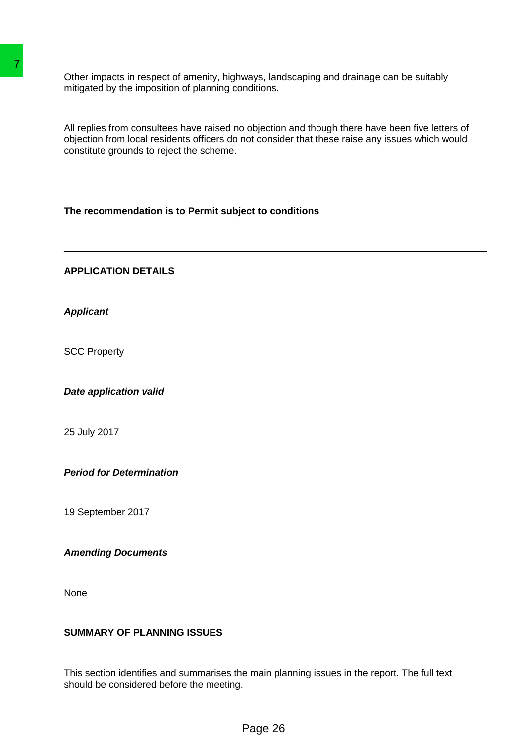Other impacts in respect of amenity, highways, landscaping and drainage can be suitably mitigated by the imposition of planning conditions.

All replies from consultees have raised no objection and though there have been five letters of objection from local residents officers do not consider that these raise any issues which would constitute grounds to reject the scheme.

**The recommendation is to Permit subject to conditions**

---

**APPLICATION DETAILS**

***Applicant***

SCC Property

***Date application valid***

25 July 2017

***Period for Determination***

19 September 2017

***Amending Documents***

None

---

**SUMMARY OF PLANNING ISSUES**

This section identifies and summarises the main planning issues in the report. The full text should be considered before the meeting.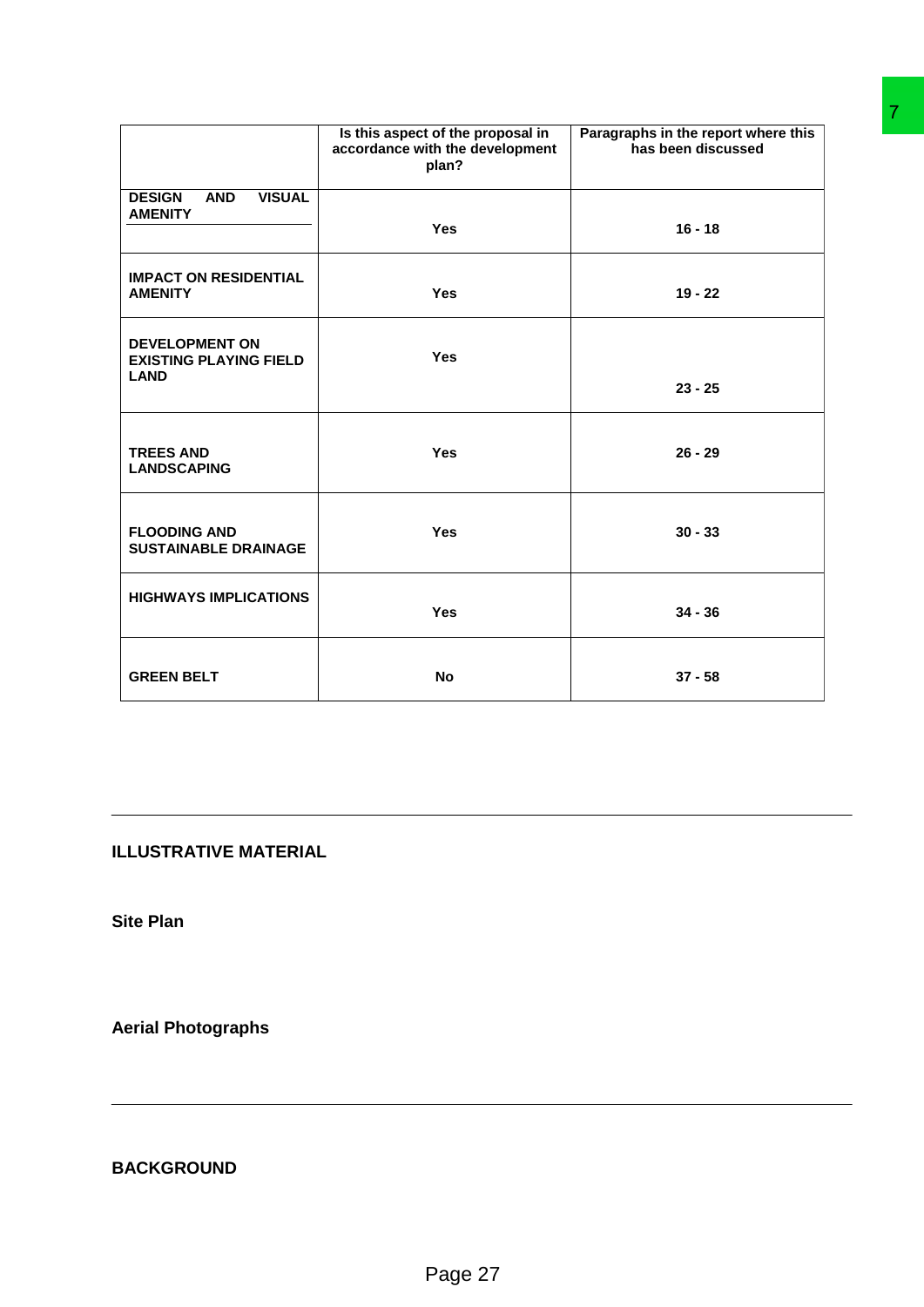| | Is this aspect of the proposal in accordance with the development plan? | Paragraphs in the report where this has been discussed |
|---|---|---|
| **DESIGN AND VISUAL AMENITY** | **Yes** | **16 - 18** |
| **IMPACT ON RESIDENTIAL AMENITY** | **Yes** | **19 - 22** |
| **DEVELOPMENT ON EXISTING PLAYING FIELD LAND** | **Yes** | **23 - 25** |
| **TREES AND LANDSCAPING** | **Yes** | **26 - 29** |
| **FLOODING AND SUSTAINABLE DRAINAGE** | **Yes** | **30 - 33** |
| **HIGHWAYS IMPLICATIONS** | **Yes** | **34 - 36** |
| **GREEN BELT** | **No** | **37 - 58** |

---

## ILLUSTRATIVE MATERIAL

**Site Plan**

**Aerial Photographs**

---

## BACKGROUND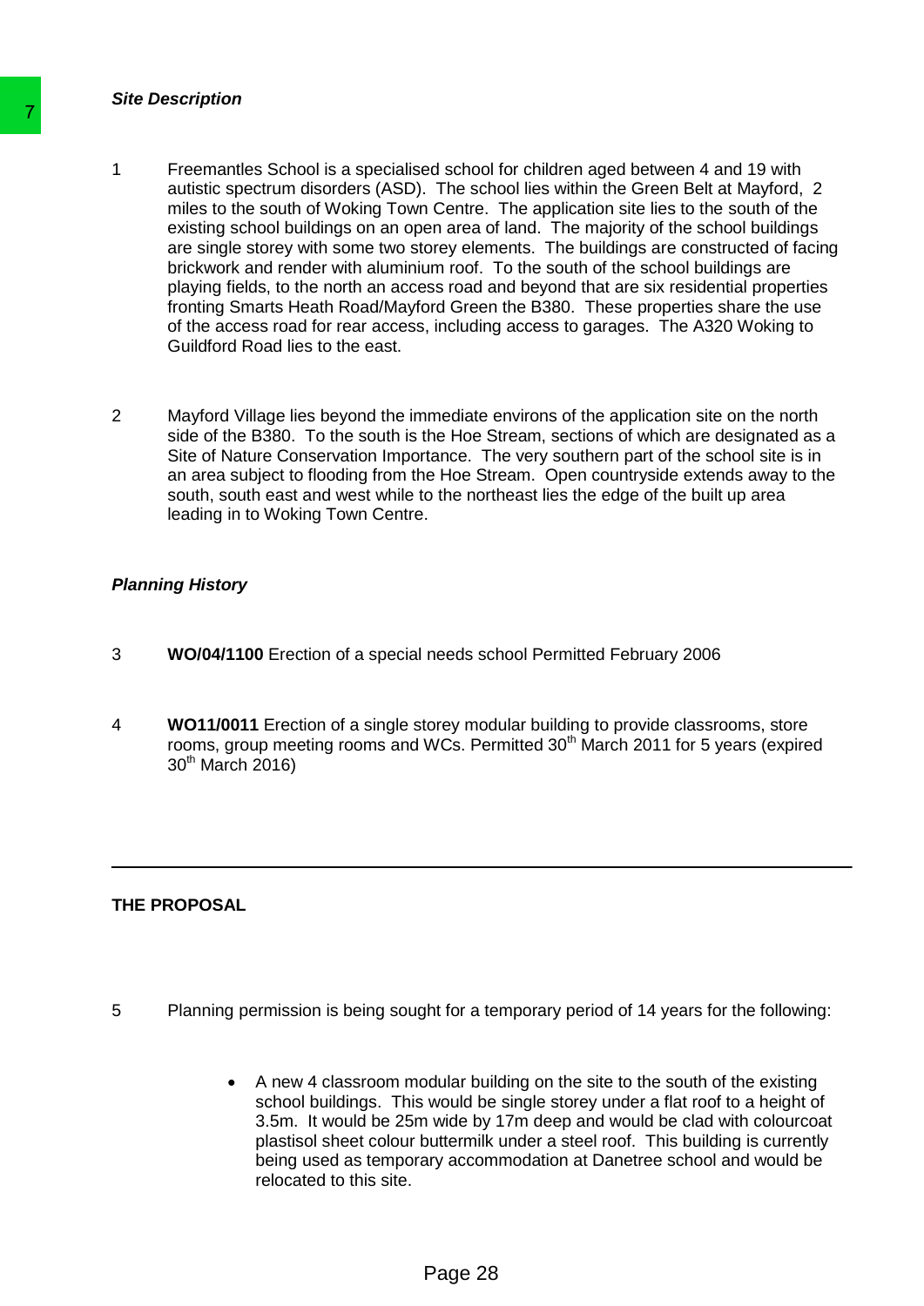***Site Description***

1 Freemantles School is a specialised school for children aged between 4 and 19 with autistic spectrum disorders (ASD). The school lies within the Green Belt at Mayford, 2 miles to the south of Woking Town Centre. The application site lies to the south of the existing school buildings on an open area of land. The majority of the school buildings are single storey with some two storey elements. The buildings are constructed of facing brickwork and render with aluminium roof. To the south of the school buildings are playing fields, to the north an access road and beyond that are six residential properties fronting Smarts Heath Road/Mayford Green the B380. These properties share the use of the access road for rear access, including access to garages. The A320 Woking to Guildford Road lies to the east.

2 Mayford Village lies beyond the immediate environs of the application site on the north side of the B380. To the south is the Hoe Stream, sections of which are designated as a Site of Nature Conservation Importance. The very southern part of the school site is in an area subject to flooding from the Hoe Stream. Open countryside extends away to the south, south east and west while to the northeast lies the edge of the built up area leading in to Woking Town Centre.

***Planning History***

3 **WO/04/1100** Erection of a special needs school Permitted February 2006

4 **WO11/0011** Erection of a single storey modular building to provide classrooms, store rooms, group meeting rooms and WCs. Permitted 30th March 2011 for 5 years (expired 30th March 2016)

---

**THE PROPOSAL**

5 Planning permission is being sought for a temporary period of 14 years for the following:

- A new 4 classroom modular building on the site to the south of the existing school buildings. This would be single storey under a flat roof to a height of 3.5m. It would be 25m wide by 17m deep and would be clad with colourcoat plastisol sheet colour buttermilk under a steel roof. This building is currently being used as temporary accommodation at Danetree school and would be relocated to this site.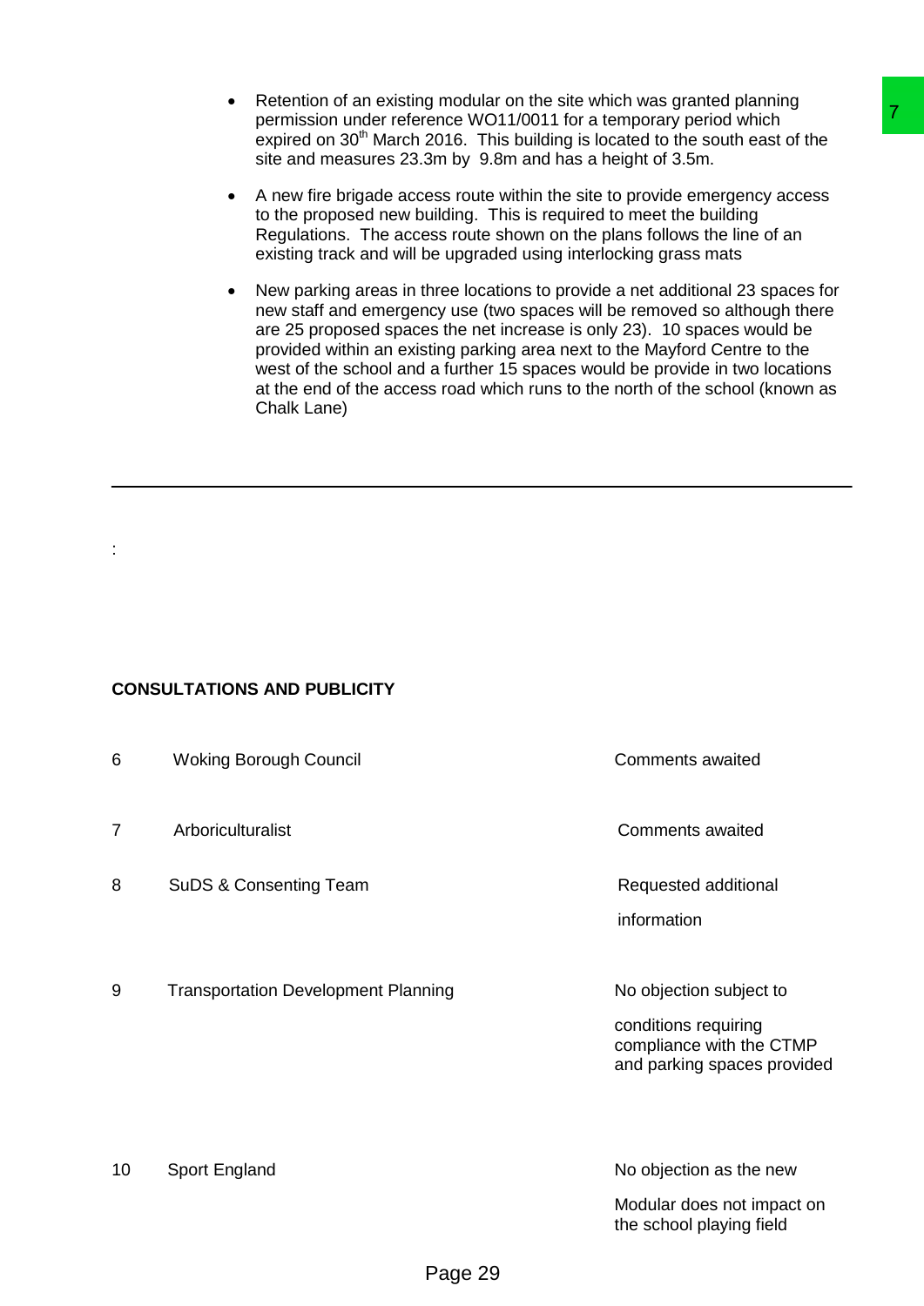- Retention of an existing modular on the site which was granted planning permission under reference WO11/0011 for a temporary period which expired on 30th March 2016. This building is located to the south east of the site and measures 23.3m by 9.8m and has a height of 3.5m.
- A new fire brigade access route within the site to provide emergency access to the proposed new building. This is required to meet the building Regulations. The access route shown on the plans follows the line of an existing track and will be upgraded using interlocking grass mats
- New parking areas in three locations to provide a net additional 23 spaces for new staff and emergency use (two spaces will be removed so although there are 25 proposed spaces the net increase is only 23). 10 spaces would be provided within an existing parking area next to the Mayford Centre to the west of the school and a further 15 spaces would be provide in two locations at the end of the access road which runs to the north of the school (known as Chalk Lane)

---

:

**CONSULTATIONS AND PUBLICITY**

| | | |
|---|---|---|
| 6 | Woking Borough Council | Comments awaited |
| 7 | Arboriculturalist | Comments awaited |
| 8 | SuDS & Consenting Team | Requested additional information |
| 9 | Transportation Development Planning | No objection subject to conditions requiring compliance with the CTMP and parking spaces provided |
| 10 | Sport England | No objection as the new Modular does not impact on the school playing field |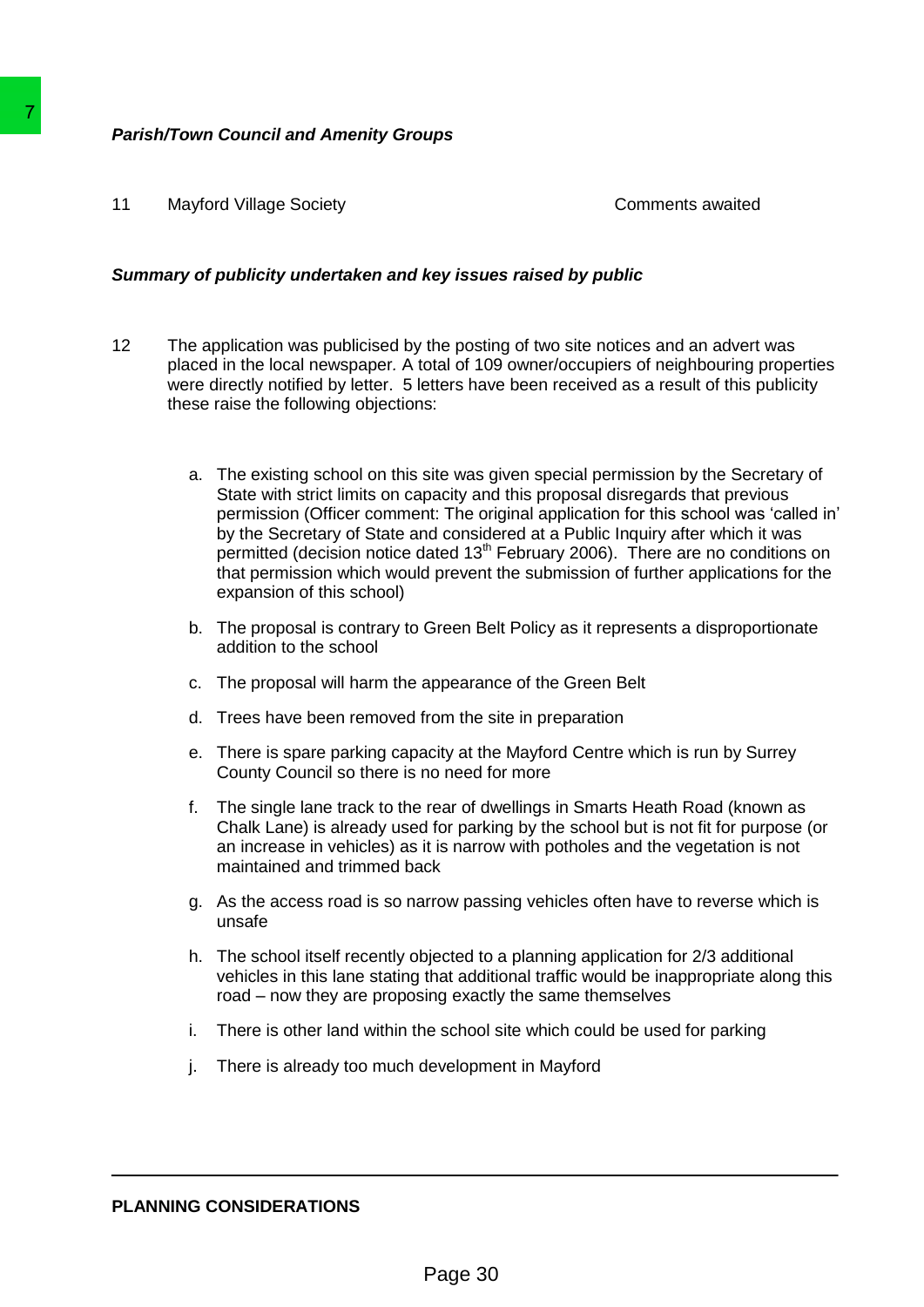***Parish/Town Council and Amenity Groups***

11 Mayford Village Society — Comments awaited

***Summary of publicity undertaken and key issues raised by public***

12 The application was publicised by the posting of two site notices and an advert was placed in the local newspaper. A total of 109 owner/occupiers of neighbouring properties were directly notified by letter. 5 letters have been received as a result of this publicity these raise the following objections:

a. The existing school on this site was given special permission by the Secretary of State with strict limits on capacity and this proposal disregards that previous permission (Officer comment: The original application for this school was 'called in' by the Secretary of State and considered at a Public Inquiry after which it was permitted (decision notice dated 13th February 2006). There are no conditions on that permission which would prevent the submission of further applications for the expansion of this school)

b. The proposal is contrary to Green Belt Policy as it represents a disproportionate addition to the school

c. The proposal will harm the appearance of the Green Belt

d. Trees have been removed from the site in preparation

e. There is spare parking capacity at the Mayford Centre which is run by Surrey County Council so there is no need for more

f. The single lane track to the rear of dwellings in Smarts Heath Road (known as Chalk Lane) is already used for parking by the school but is not fit for purpose (or an increase in vehicles) as it is narrow with potholes and the vegetation is not maintained and trimmed back

g. As the access road is so narrow passing vehicles often have to reverse which is unsafe

h. The school itself recently objected to a planning application for 2/3 additional vehicles in this lane stating that additional traffic would be inappropriate along this road – now they are proposing exactly the same themselves

i. There is other land within the school site which could be used for parking

j. There is already too much development in Mayford

---

**PLANNING CONSIDERATIONS**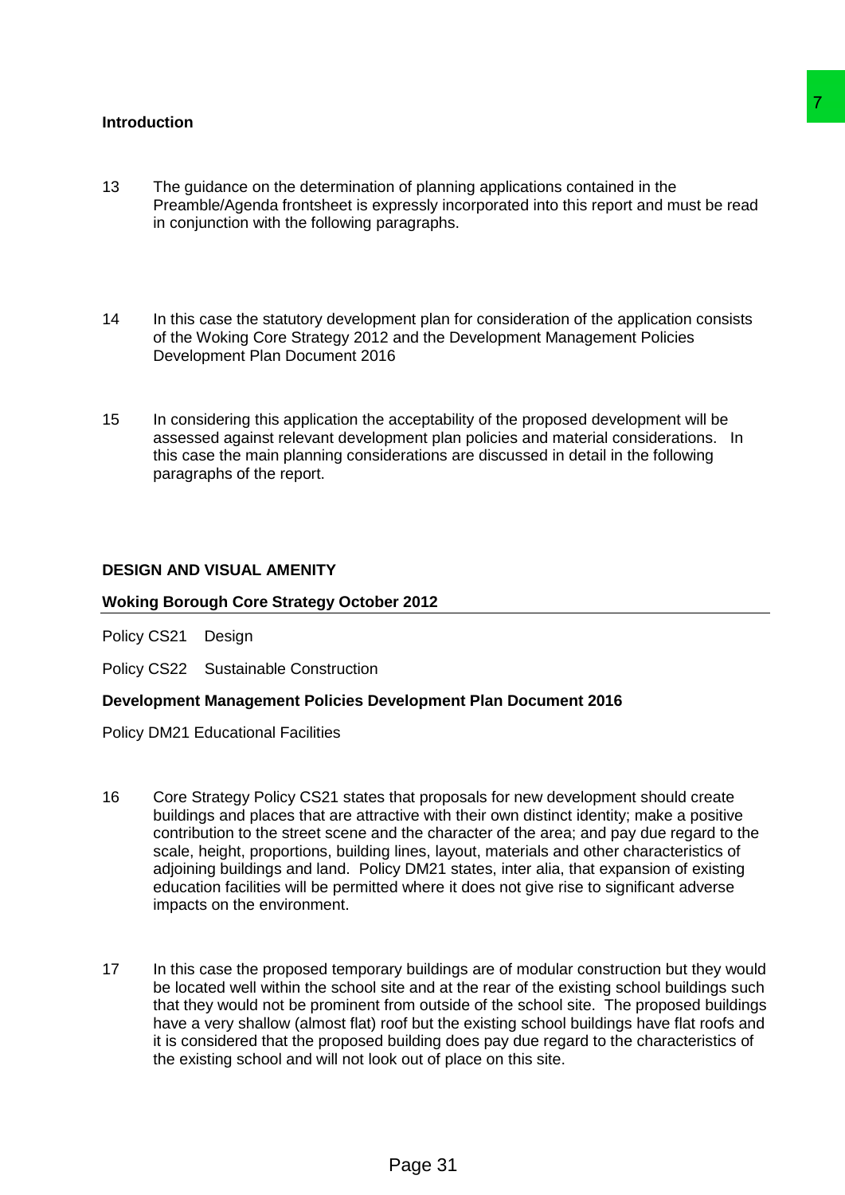**Introduction**

13 The guidance on the determination of planning applications contained in the Preamble/Agenda frontsheet is expressly incorporated into this report and must be read in conjunction with the following paragraphs.

14 In this case the statutory development plan for consideration of the application consists of the Woking Core Strategy 2012 and the Development Management Policies Development Plan Document 2016

15 In considering this application the acceptability of the proposed development will be assessed against relevant development plan policies and material considerations. In this case the main planning considerations are discussed in detail in the following paragraphs of the report.

**DESIGN AND VISUAL AMENITY**

**Woking Borough Core Strategy October 2012**

Policy CS21 Design

Policy CS22 Sustainable Construction

**Development Management Policies Development Plan Document 2016**

Policy DM21 Educational Facilities

16 Core Strategy Policy CS21 states that proposals for new development should create buildings and places that are attractive with their own distinct identity; make a positive contribution to the street scene and the character of the area; and pay due regard to the scale, height, proportions, building lines, layout, materials and other characteristics of adjoining buildings and land. Policy DM21 states, inter alia, that expansion of existing education facilities will be permitted where it does not give rise to significant adverse impacts on the environment.

17 In this case the proposed temporary buildings are of modular construction but they would be located well within the school site and at the rear of the existing school buildings such that they would not be prominent from outside of the school site. The proposed buildings have a very shallow (almost flat) roof but the existing school buildings have flat roofs and it is considered that the proposed building does pay due regard to the characteristics of the existing school and will not look out of place on this site.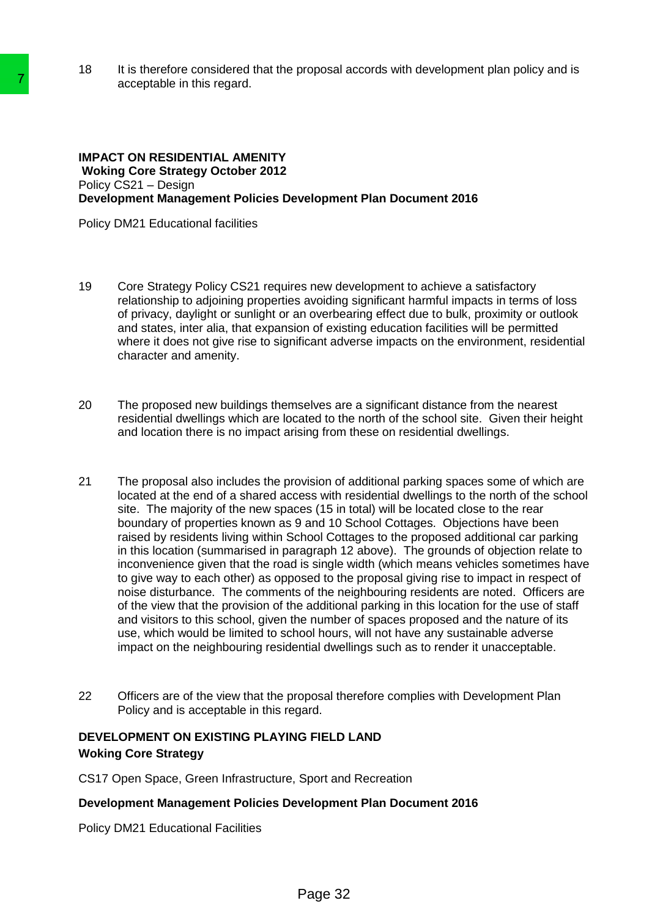18 It is therefore considered that the proposal accords with development plan policy and is acceptable in this regard.

**IMPACT ON RESIDENTIAL AMENITY**
**Woking Core Strategy October 2012**
Policy CS21 – Design
**Development Management Policies Development Plan Document 2016**

Policy DM21 Educational facilities

19 Core Strategy Policy CS21 requires new development to achieve a satisfactory relationship to adjoining properties avoiding significant harmful impacts in terms of loss of privacy, daylight or sunlight or an overbearing effect due to bulk, proximity or outlook and states, inter alia, that expansion of existing education facilities will be permitted where it does not give rise to significant adverse impacts on the environment, residential character and amenity.

20 The proposed new buildings themselves are a significant distance from the nearest residential dwellings which are located to the north of the school site. Given their height and location there is no impact arising from these on residential dwellings.

21 The proposal also includes the provision of additional parking spaces some of which are located at the end of a shared access with residential dwellings to the north of the school site. The majority of the new spaces (15 in total) will be located close to the rear boundary of properties known as 9 and 10 School Cottages. Objections have been raised by residents living within School Cottages to the proposed additional car parking in this location (summarised in paragraph 12 above). The grounds of objection relate to inconvenience given that the road is single width (which means vehicles sometimes have to give way to each other) as opposed to the proposal giving rise to impact in respect of noise disturbance. The comments of the neighbouring residents are noted. Officers are of the view that the provision of the additional parking in this location for the use of staff and visitors to this school, given the number of spaces proposed and the nature of its use, which would be limited to school hours, will not have any sustainable adverse impact on the neighbouring residential dwellings such as to render it unacceptable.

22 Officers are of the view that the proposal therefore complies with Development Plan Policy and is acceptable in this regard.

**DEVELOPMENT ON EXISTING PLAYING FIELD LAND**
**Woking Core Strategy**

CS17 Open Space, Green Infrastructure, Sport and Recreation

**Development Management Policies Development Plan Document 2016**

Policy DM21 Educational Facilities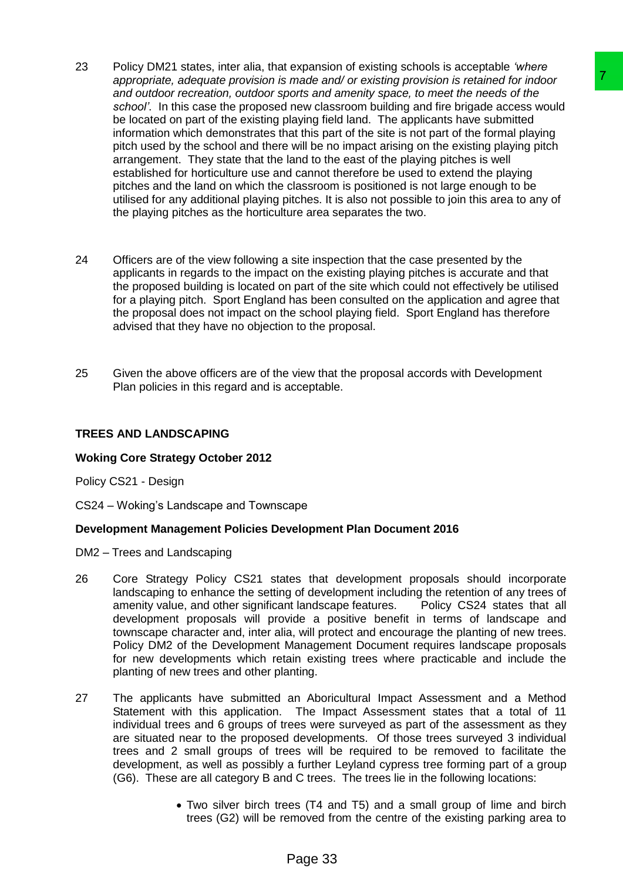23 Policy DM21 states, inter alia, that expansion of existing schools is acceptable *'where appropriate, adequate provision is made and/ or existing provision is retained for indoor and outdoor recreation, outdoor sports and amenity space, to meet the needs of the school'*. In this case the proposed new classroom building and fire brigade access would be located on part of the existing playing field land. The applicants have submitted information which demonstrates that this part of the site is not part of the formal playing pitch used by the school and there will be no impact arising on the existing playing pitch arrangement. They state that the land to the east of the playing pitches is well established for horticulture use and cannot therefore be used to extend the playing pitches and the land on which the classroom is positioned is not large enough to be utilised for any additional playing pitches. It is also not possible to join this area to any of the playing pitches as the horticulture area separates the two.

24 Officers are of the view following a site inspection that the case presented by the applicants in regards to the impact on the existing playing pitches is accurate and that the proposed building is located on part of the site which could not effectively be utilised for a playing pitch. Sport England has been consulted on the application and agree that the proposal does not impact on the school playing field. Sport England has therefore advised that they have no objection to the proposal.

25 Given the above officers are of the view that the proposal accords with Development Plan policies in this regard and is acceptable.

**TREES AND LANDSCAPING**

**Woking Core Strategy October 2012**

Policy CS21 - Design

CS24 – Woking's Landscape and Townscape

**Development Management Policies Development Plan Document 2016**

DM2 – Trees and Landscaping

26 Core Strategy Policy CS21 states that development proposals should incorporate landscaping to enhance the setting of development including the retention of any trees of amenity value, and other significant landscape features. Policy CS24 states that all development proposals will provide a positive benefit in terms of landscape and townscape character and, inter alia, will protect and encourage the planting of new trees. Policy DM2 of the Development Management Document requires landscape proposals for new developments which retain existing trees where practicable and include the planting of new trees and other planting.

27 The applicants have submitted an Aboricultural Impact Assessment and a Method Statement with this application. The Impact Assessment states that a total of 11 individual trees and 6 groups of trees were surveyed as part of the assessment as they are situated near to the proposed developments. Of those trees surveyed 3 individual trees and 2 small groups of trees will be required to be removed to facilitate the development, as well as possibly a further Leyland cypress tree forming part of a group (G6). These are all category B and C trees. The trees lie in the following locations:

- Two silver birch trees (T4 and T5) and a small group of lime and birch trees (G2) will be removed from the centre of the existing parking area to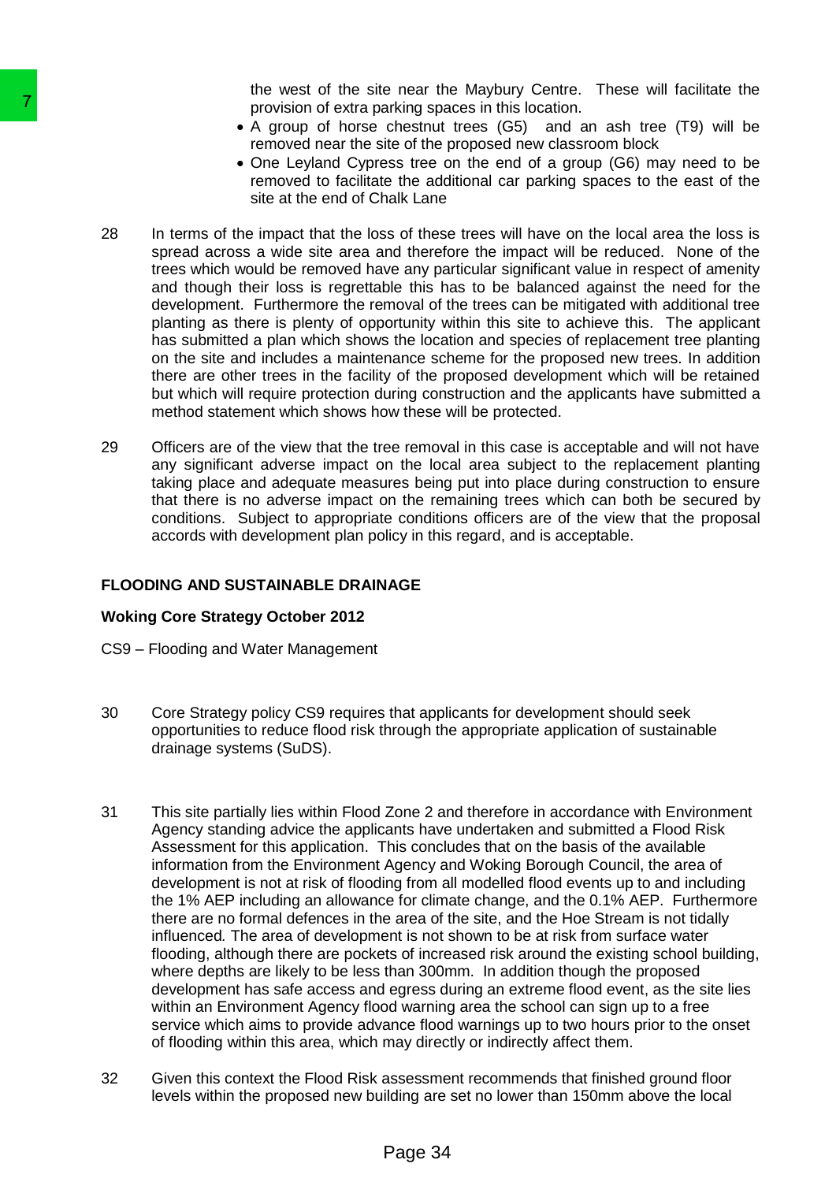the west of the site near the Maybury Centre. These will facilitate the provision of extra parking spaces in this location.

- A group of horse chestnut trees (G5) and an ash tree (T9) will be removed near the site of the proposed new classroom block
- One Leyland Cypress tree on the end of a group (G6) may need to be removed to facilitate the additional car parking spaces to the east of the site at the end of Chalk Lane

28 In terms of the impact that the loss of these trees will have on the local area the loss is spread across a wide site area and therefore the impact will be reduced. None of the trees which would be removed have any particular significant value in respect of amenity and though their loss is regrettable this has to be balanced against the need for the development. Furthermore the removal of the trees can be mitigated with additional tree planting as there is plenty of opportunity within this site to achieve this. The applicant has submitted a plan which shows the location and species of replacement tree planting on the site and includes a maintenance scheme for the proposed new trees. In addition there are other trees in the facility of the proposed development which will be retained but which will require protection during construction and the applicants have submitted a method statement which shows how these will be protected.

29 Officers are of the view that the tree removal in this case is acceptable and will not have any significant adverse impact on the local area subject to the replacement planting taking place and adequate measures being put into place during construction to ensure that there is no adverse impact on the remaining trees which can both be secured by conditions. Subject to appropriate conditions officers are of the view that the proposal accords with development plan policy in this regard, and is acceptable.

**FLOODING AND SUSTAINABLE DRAINAGE**

**Woking Core Strategy October 2012**

CS9 – Flooding and Water Management

30 Core Strategy policy CS9 requires that applicants for development should seek opportunities to reduce flood risk through the appropriate application of sustainable drainage systems (SuDS).

31 This site partially lies within Flood Zone 2 and therefore in accordance with Environment Agency standing advice the applicants have undertaken and submitted a Flood Risk Assessment for this application. This concludes that on the basis of the available information from the Environment Agency and Woking Borough Council, the area of development is not at risk of flooding from all modelled flood events up to and including the 1% AEP including an allowance for climate change, and the 0.1% AEP. Furthermore there are no formal defences in the area of the site, and the Hoe Stream is not tidally influenced. The area of development is not shown to be at risk from surface water flooding, although there are pockets of increased risk around the existing school building, where depths are likely to be less than 300mm. In addition though the proposed development has safe access and egress during an extreme flood event, as the site lies within an Environment Agency flood warning area the school can sign up to a free service which aims to provide advance flood warnings up to two hours prior to the onset of flooding within this area, which may directly or indirectly affect them.

32 Given this context the Flood Risk assessment recommends that finished ground floor levels within the proposed new building are set no lower than 150mm above the local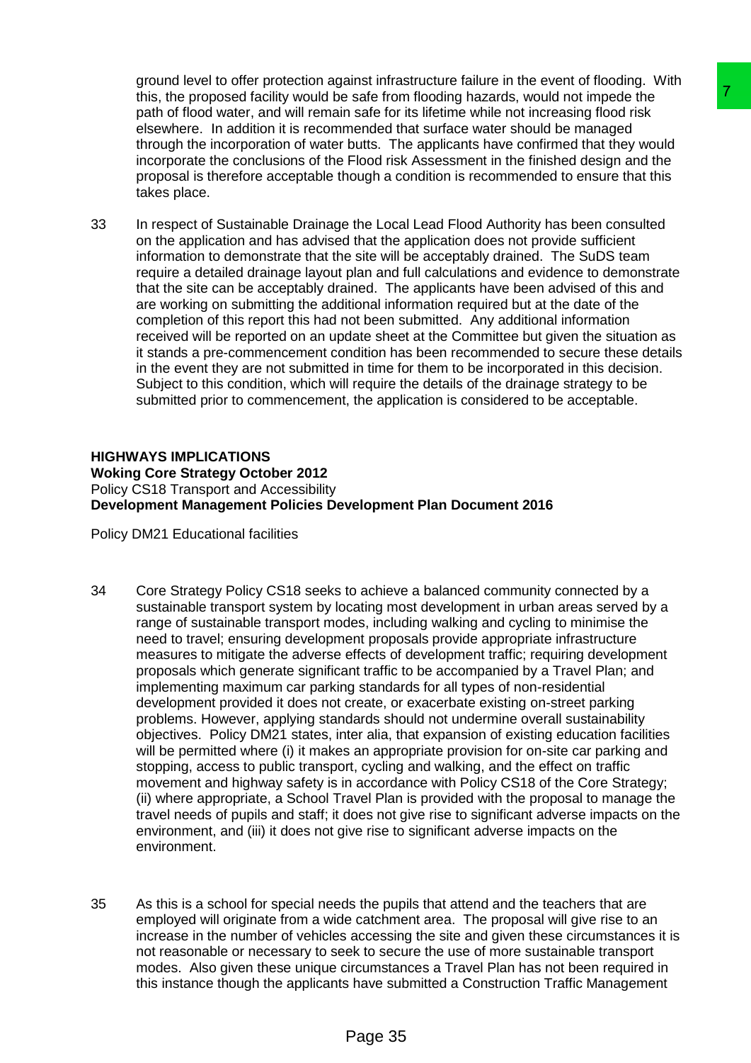ground level to offer protection against infrastructure failure in the event of flooding. With this, the proposed facility would be safe from flooding hazards, would not impede the path of flood water, and will remain safe for its lifetime while not increasing flood risk elsewhere. In addition it is recommended that surface water should be managed through the incorporation of water butts. The applicants have confirmed that they would incorporate the conclusions of the Flood risk Assessment in the finished design and the proposal is therefore acceptable though a condition is recommended to ensure that this takes place.

33 In respect of Sustainable Drainage the Local Lead Flood Authority has been consulted on the application and has advised that the application does not provide sufficient information to demonstrate that the site will be acceptably drained. The SuDS team require a detailed drainage layout plan and full calculations and evidence to demonstrate that the site can be acceptably drained. The applicants have been advised of this and are working on submitting the additional information required but at the date of the completion of this report this had not been submitted. Any additional information received will be reported on an update sheet at the Committee but given the situation as it stands a pre-commencement condition has been recommended to secure these details in the event they are not submitted in time for them to be incorporated in this decision. Subject to this condition, which will require the details of the drainage strategy to be submitted prior to commencement, the application is considered to be acceptable.

**HIGHWAYS IMPLICATIONS**
**Woking Core Strategy October 2012**
Policy CS18 Transport and Accessibility
**Development Management Policies Development Plan Document 2016**

Policy DM21 Educational facilities

34 Core Strategy Policy CS18 seeks to achieve a balanced community connected by a sustainable transport system by locating most development in urban areas served by a range of sustainable transport modes, including walking and cycling to minimise the need to travel; ensuring development proposals provide appropriate infrastructure measures to mitigate the adverse effects of development traffic; requiring development proposals which generate significant traffic to be accompanied by a Travel Plan; and implementing maximum car parking standards for all types of non-residential development provided it does not create, or exacerbate existing on-street parking problems. However, applying standards should not undermine overall sustainability objectives. Policy DM21 states, inter alia, that expansion of existing education facilities will be permitted where (i) it makes an appropriate provision for on-site car parking and stopping, access to public transport, cycling and walking, and the effect on traffic movement and highway safety is in accordance with Policy CS18 of the Core Strategy; (ii) where appropriate, a School Travel Plan is provided with the proposal to manage the travel needs of pupils and staff; it does not give rise to significant adverse impacts on the environment, and (iii) it does not give rise to significant adverse impacts on the environment.

35 As this is a school for special needs the pupils that attend and the teachers that are employed will originate from a wide catchment area. The proposal will give rise to an increase in the number of vehicles accessing the site and given these circumstances it is not reasonable or necessary to seek to secure the use of more sustainable transport modes. Also given these unique circumstances a Travel Plan has not been required in this instance though the applicants have submitted a Construction Traffic Management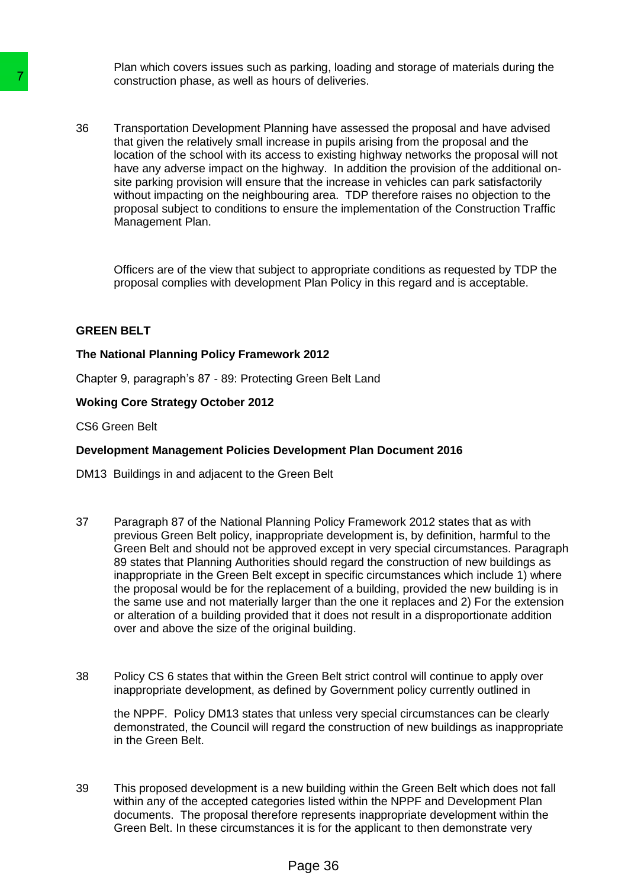Plan which covers issues such as parking, loading and storage of materials during the construction phase, as well as hours of deliveries.

36 Transportation Development Planning have assessed the proposal and have advised that given the relatively small increase in pupils arising from the proposal and the location of the school with its access to existing highway networks the proposal will not have any adverse impact on the highway. In addition the provision of the additional on-site parking provision will ensure that the increase in vehicles can park satisfactorily without impacting on the neighbouring area. TDP therefore raises no objection to the proposal subject to conditions to ensure the implementation of the Construction Traffic Management Plan.

Officers are of the view that subject to appropriate conditions as requested by TDP the proposal complies with development Plan Policy in this regard and is acceptable.

**GREEN BELT**

**The National Planning Policy Framework 2012**

Chapter 9, paragraph's 87 - 89: Protecting Green Belt Land

**Woking Core Strategy October 2012**

CS6 Green Belt

**Development Management Policies Development Plan Document 2016**

DM13 Buildings in and adjacent to the Green Belt

37 Paragraph 87 of the National Planning Policy Framework 2012 states that as with previous Green Belt policy, inappropriate development is, by definition, harmful to the Green Belt and should not be approved except in very special circumstances. Paragraph 89 states that Planning Authorities should regard the construction of new buildings as inappropriate in the Green Belt except in specific circumstances which include 1) where the proposal would be for the replacement of a building, provided the new building is in the same use and not materially larger than the one it replaces and 2) For the extension or alteration of a building provided that it does not result in a disproportionate addition over and above the size of the original building.

38 Policy CS 6 states that within the Green Belt strict control will continue to apply over inappropriate development, as defined by Government policy currently outlined in the NPPF. Policy DM13 states that unless very special circumstances can be clearly demonstrated, the Council will regard the construction of new buildings as inappropriate in the Green Belt.

39 This proposed development is a new building within the Green Belt which does not fall within any of the accepted categories listed within the NPPF and Development Plan documents. The proposal therefore represents inappropriate development within the Green Belt. In these circumstances it is for the applicant to then demonstrate very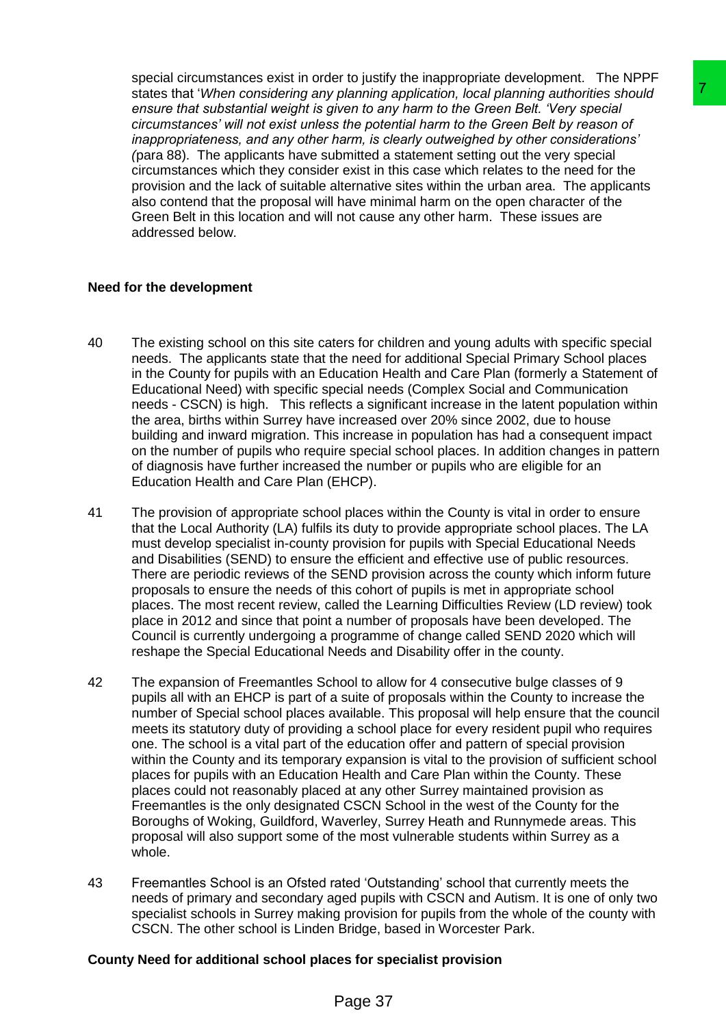special circumstances exist in order to justify the inappropriate development. The NPPF states that '*When considering any planning application, local planning authorities should ensure that substantial weight is given to any harm to the Green Belt. 'Very special circumstances' will not exist unless the potential harm to the Green Belt by reason of inappropriateness, and any other harm, is clearly outweighed by other considerations'* (para 88). The applicants have submitted a statement setting out the very special circumstances which they consider exist in this case which relates to the need for the provision and the lack of suitable alternative sites within the urban area. The applicants also contend that the proposal will have minimal harm on the open character of the Green Belt in this location and will not cause any other harm. These issues are addressed below.

**Need for the development**

40 The existing school on this site caters for children and young adults with specific special needs. The applicants state that the need for additional Special Primary School places in the County for pupils with an Education Health and Care Plan (formerly a Statement of Educational Need) with specific special needs (Complex Social and Communication needs - CSCN) is high. This reflects a significant increase in the latent population within the area, births within Surrey have increased over 20% since 2002, due to house building and inward migration. This increase in population has had a consequent impact on the number of pupils who require special school places. In addition changes in pattern of diagnosis have further increased the number or pupils who are eligible for an Education Health and Care Plan (EHCP).

41 The provision of appropriate school places within the County is vital in order to ensure that the Local Authority (LA) fulfils its duty to provide appropriate school places. The LA must develop specialist in-county provision for pupils with Special Educational Needs and Disabilities (SEND) to ensure the efficient and effective use of public resources. There are periodic reviews of the SEND provision across the county which inform future proposals to ensure the needs of this cohort of pupils is met in appropriate school places. The most recent review, called the Learning Difficulties Review (LD review) took place in 2012 and since that point a number of proposals have been developed. The Council is currently undergoing a programme of change called SEND 2020 which will reshape the Special Educational Needs and Disability offer in the county.

42 The expansion of Freemantles School to allow for 4 consecutive bulge classes of 9 pupils all with an EHCP is part of a suite of proposals within the County to increase the number of Special school places available. This proposal will help ensure that the council meets its statutory duty of providing a school place for every resident pupil who requires one. The school is a vital part of the education offer and pattern of special provision within the County and its temporary expansion is vital to the provision of sufficient school places for pupils with an Education Health and Care Plan within the County. These places could not reasonably placed at any other Surrey maintained provision as Freemantles is the only designated CSCN School in the west of the County for the Boroughs of Woking, Guildford, Waverley, Surrey Heath and Runnymede areas. This proposal will also support some of the most vulnerable students within Surrey as a whole.

43 Freemantles School is an Ofsted rated 'Outstanding' school that currently meets the needs of primary and secondary aged pupils with CSCN and Autism. It is one of only two specialist schools in Surrey making provision for pupils from the whole of the county with CSCN. The other school is Linden Bridge, based in Worcester Park.

**County Need for additional school places for specialist provision**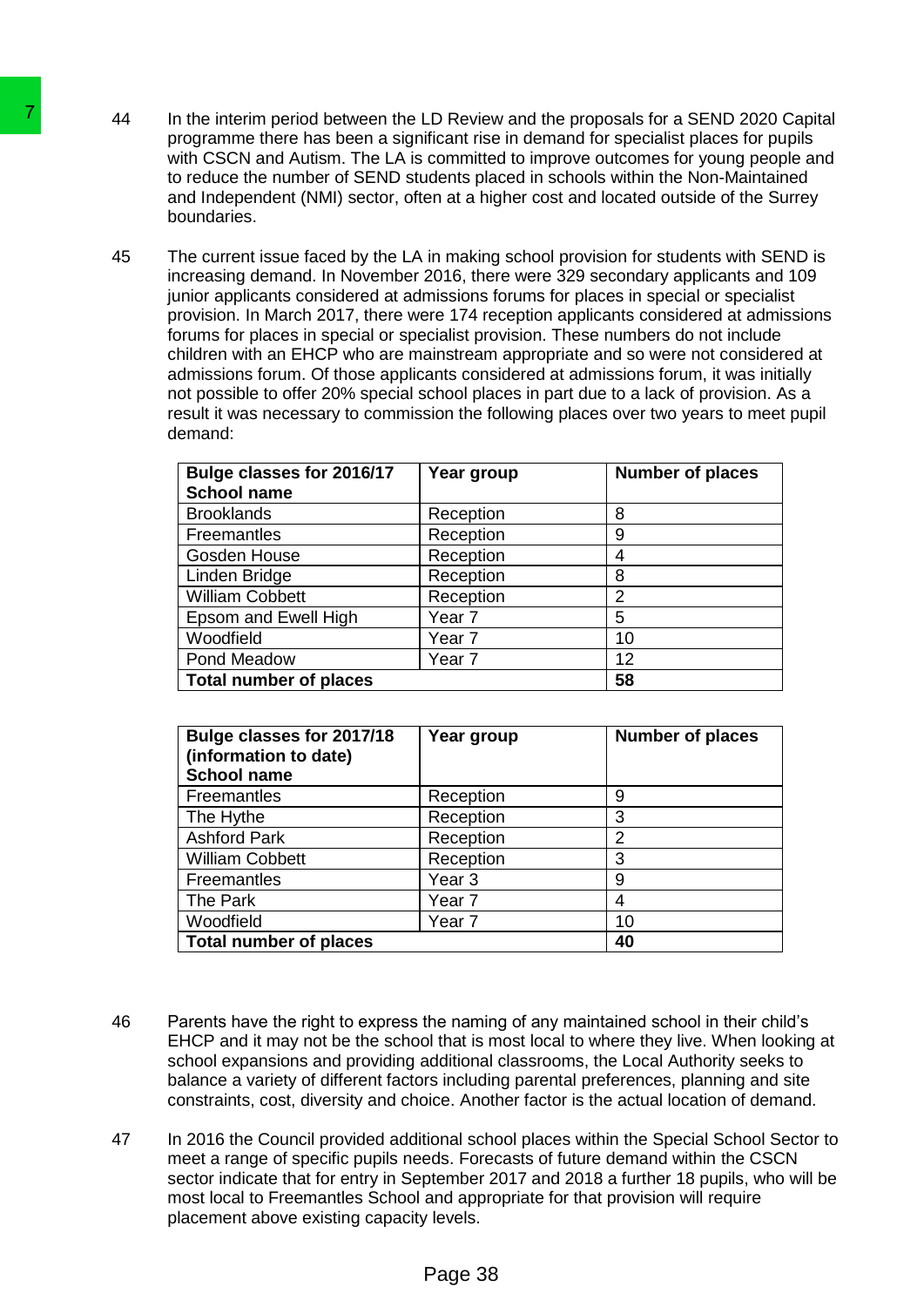44 In the interim period between the LD Review and the proposals for a SEND 2020 Capital programme there has been a significant rise in demand for specialist places for pupils with CSCN and Autism. The LA is committed to improve outcomes for young people and to reduce the number of SEND students placed in schools within the Non-Maintained and Independent (NMI) sector, often at a higher cost and located outside of the Surrey boundaries.

45 The current issue faced by the LA in making school provision for students with SEND is increasing demand. In November 2016, there were 329 secondary applicants and 109 junior applicants considered at admissions forums for places in special or specialist provision. In March 2017, there were 174 reception applicants considered at admissions forums for places in special or specialist provision. These numbers do not include children with an EHCP who are mainstream appropriate and so were not considered at admissions forum. Of those applicants considered at admissions forum, it was initially not possible to offer 20% special school places in part due to a lack of provision. As a result it was necessary to commission the following places over two years to meet pupil demand:

| **Bulge classes for 2016/17 School name** | **Year group** | **Number of places** |
|---|---|---|
| Brooklands | Reception | 8 |
| Freemantles | Reception | 9 |
| Gosden House | Reception | 4 |
| Linden Bridge | Reception | 8 |
| William Cobbett | Reception | 2 |
| Epsom and Ewell High | Year 7 | 5 |
| Woodfield | Year 7 | 10 |
| Pond Meadow | Year 7 | 12 |
| **Total number of places** | | **58** |

| **Bulge classes for 2017/18 (information to date) School name** | **Year group** | **Number of places** |
|---|---|---|
| Freemantles | Reception | 9 |
| The Hythe | Reception | 3 |
| Ashford Park | Reception | 2 |
| William Cobbett | Reception | 3 |
| Freemantles | Year 3 | 9 |
| The Park | Year 7 | 4 |
| Woodfield | Year 7 | 10 |
| **Total number of places** | | **40** |

46 Parents have the right to express the naming of any maintained school in their child's EHCP and it may not be the school that is most local to where they live. When looking at school expansions and providing additional classrooms, the Local Authority seeks to balance a variety of different factors including parental preferences, planning and site constraints, cost, diversity and choice. Another factor is the actual location of demand.

47 In 2016 the Council provided additional school places within the Special School Sector to meet a range of specific pupils needs. Forecasts of future demand within the CSCN sector indicate that for entry in September 2017 and 2018 a further 18 pupils, who will be most local to Freemantles School and appropriate for that provision will require placement above existing capacity levels.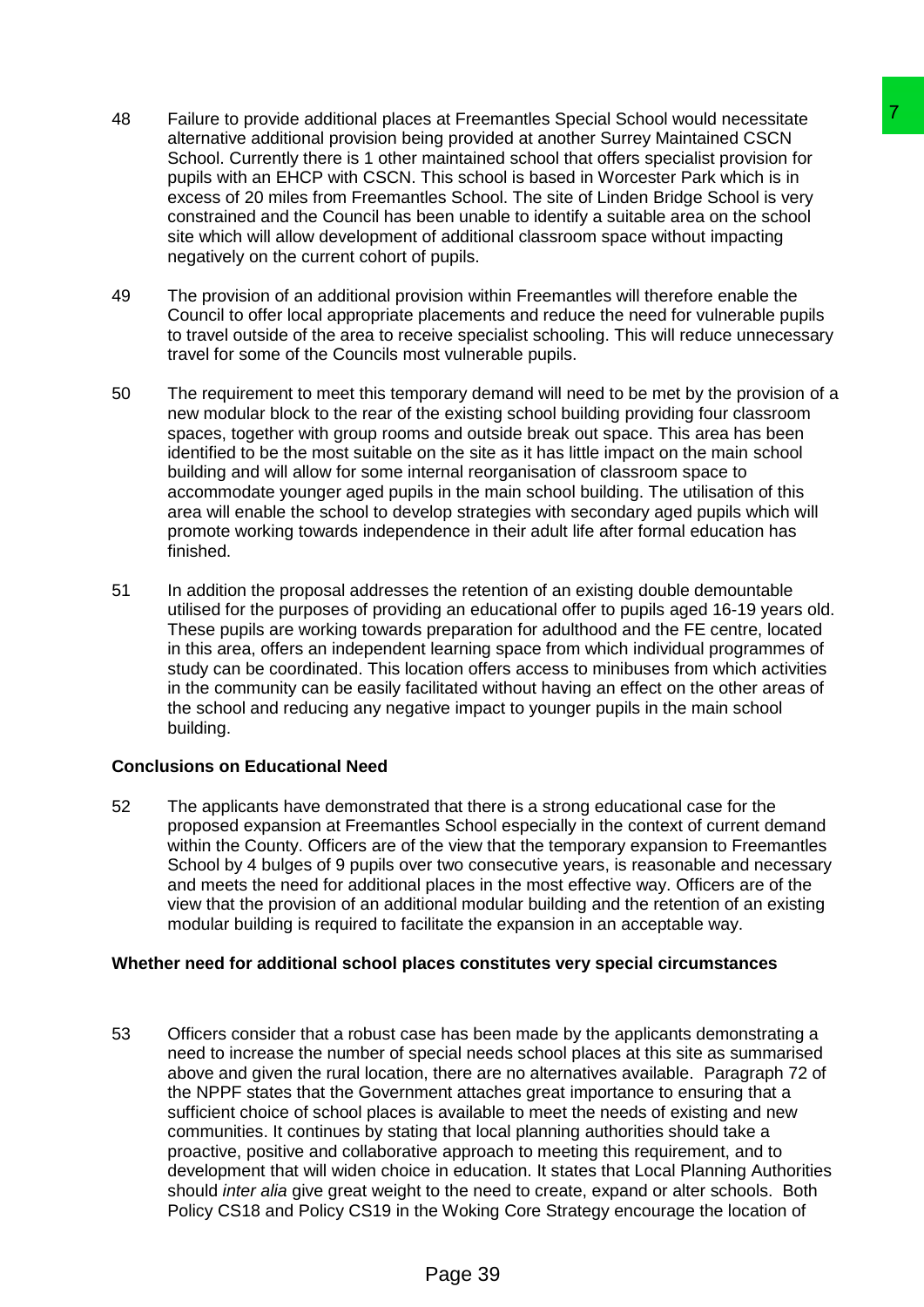48 Failure to provide additional places at Freemantles Special School would necessitate alternative additional provision being provided at another Surrey Maintained CSCN School. Currently there is 1 other maintained school that offers specialist provision for pupils with an EHCP with CSCN. This school is based in Worcester Park which is in excess of 20 miles from Freemantles School. The site of Linden Bridge School is very constrained and the Council has been unable to identify a suitable area on the school site which will allow development of additional classroom space without impacting negatively on the current cohort of pupils.

49 The provision of an additional provision within Freemantles will therefore enable the Council to offer local appropriate placements and reduce the need for vulnerable pupils to travel outside of the area to receive specialist schooling. This will reduce unnecessary travel for some of the Councils most vulnerable pupils.

50 The requirement to meet this temporary demand will need to be met by the provision of a new modular block to the rear of the existing school building providing four classroom spaces, together with group rooms and outside break out space. This area has been identified to be the most suitable on the site as it has little impact on the main school building and will allow for some internal reorganisation of classroom space to accommodate younger aged pupils in the main school building. The utilisation of this area will enable the school to develop strategies with secondary aged pupils which will promote working towards independence in their adult life after formal education has finished.

51 In addition the proposal addresses the retention of an existing double demountable utilised for the purposes of providing an educational offer to pupils aged 16-19 years old. These pupils are working towards preparation for adulthood and the FE centre, located in this area, offers an independent learning space from which individual programmes of study can be coordinated. This location offers access to minibuses from which activities in the community can be easily facilitated without having an effect on the other areas of the school and reducing any negative impact to younger pupils in the main school building.

**Conclusions on Educational Need**

52 The applicants have demonstrated that there is a strong educational case for the proposed expansion at Freemantles School especially in the context of current demand within the County. Officers are of the view that the temporary expansion to Freemantles School by 4 bulges of 9 pupils over two consecutive years, is reasonable and necessary and meets the need for additional places in the most effective way. Officers are of the view that the provision of an additional modular building and the retention of an existing modular building is required to facilitate the expansion in an acceptable way.

**Whether need for additional school places constitutes very special circumstances**

53 Officers consider that a robust case has been made by the applicants demonstrating a need to increase the number of special needs school places at this site as summarised above and given the rural location, there are no alternatives available. Paragraph 72 of the NPPF states that the Government attaches great importance to ensuring that a sufficient choice of school places is available to meet the needs of existing and new communities. It continues by stating that local planning authorities should take a proactive, positive and collaborative approach to meeting this requirement, and to development that will widen choice in education. It states that Local Planning Authorities should *inter alia* give great weight to the need to create, expand or alter schools. Both Policy CS18 and Policy CS19 in the Woking Core Strategy encourage the location of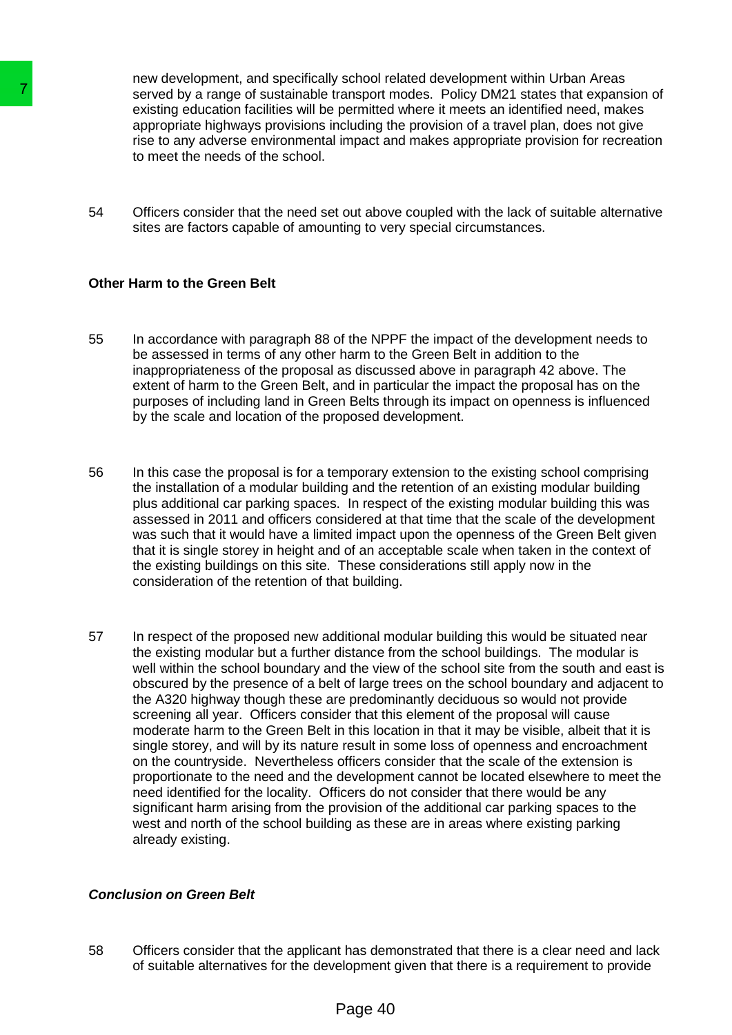new development, and specifically school related development within Urban Areas served by a range of sustainable transport modes. Policy DM21 states that expansion of existing education facilities will be permitted where it meets an identified need, makes appropriate highways provisions including the provision of a travel plan, does not give rise to any adverse environmental impact and makes appropriate provision for recreation to meet the needs of the school.

54 Officers consider that the need set out above coupled with the lack of suitable alternative sites are factors capable of amounting to very special circumstances.

**Other Harm to the Green Belt**

55 In accordance with paragraph 88 of the NPPF the impact of the development needs to be assessed in terms of any other harm to the Green Belt in addition to the inappropriateness of the proposal as discussed above in paragraph 42 above. The extent of harm to the Green Belt, and in particular the impact the proposal has on the purposes of including land in Green Belts through its impact on openness is influenced by the scale and location of the proposed development.

56 In this case the proposal is for a temporary extension to the existing school comprising the installation of a modular building and the retention of an existing modular building plus additional car parking spaces. In respect of the existing modular building this was assessed in 2011 and officers considered at that time that the scale of the development was such that it would have a limited impact upon the openness of the Green Belt given that it is single storey in height and of an acceptable scale when taken in the context of the existing buildings on this site. These considerations still apply now in the consideration of the retention of that building.

57 In respect of the proposed new additional modular building this would be situated near the existing modular but a further distance from the school buildings. The modular is well within the school boundary and the view of the school site from the south and east is obscured by the presence of a belt of large trees on the school boundary and adjacent to the A320 highway though these are predominantly deciduous so would not provide screening all year. Officers consider that this element of the proposal will cause moderate harm to the Green Belt in this location in that it may be visible, albeit that it is single storey, and will by its nature result in some loss of openness and encroachment on the countryside. Nevertheless officers consider that the scale of the extension is proportionate to the need and the development cannot be located elsewhere to meet the need identified for the locality. Officers do not consider that there would be any significant harm arising from the provision of the additional car parking spaces to the west and north of the school building as these are in areas where existing parking already existing.

***Conclusion on Green Belt***

58 Officers consider that the applicant has demonstrated that there is a clear need and lack of suitable alternatives for the development given that there is a requirement to provide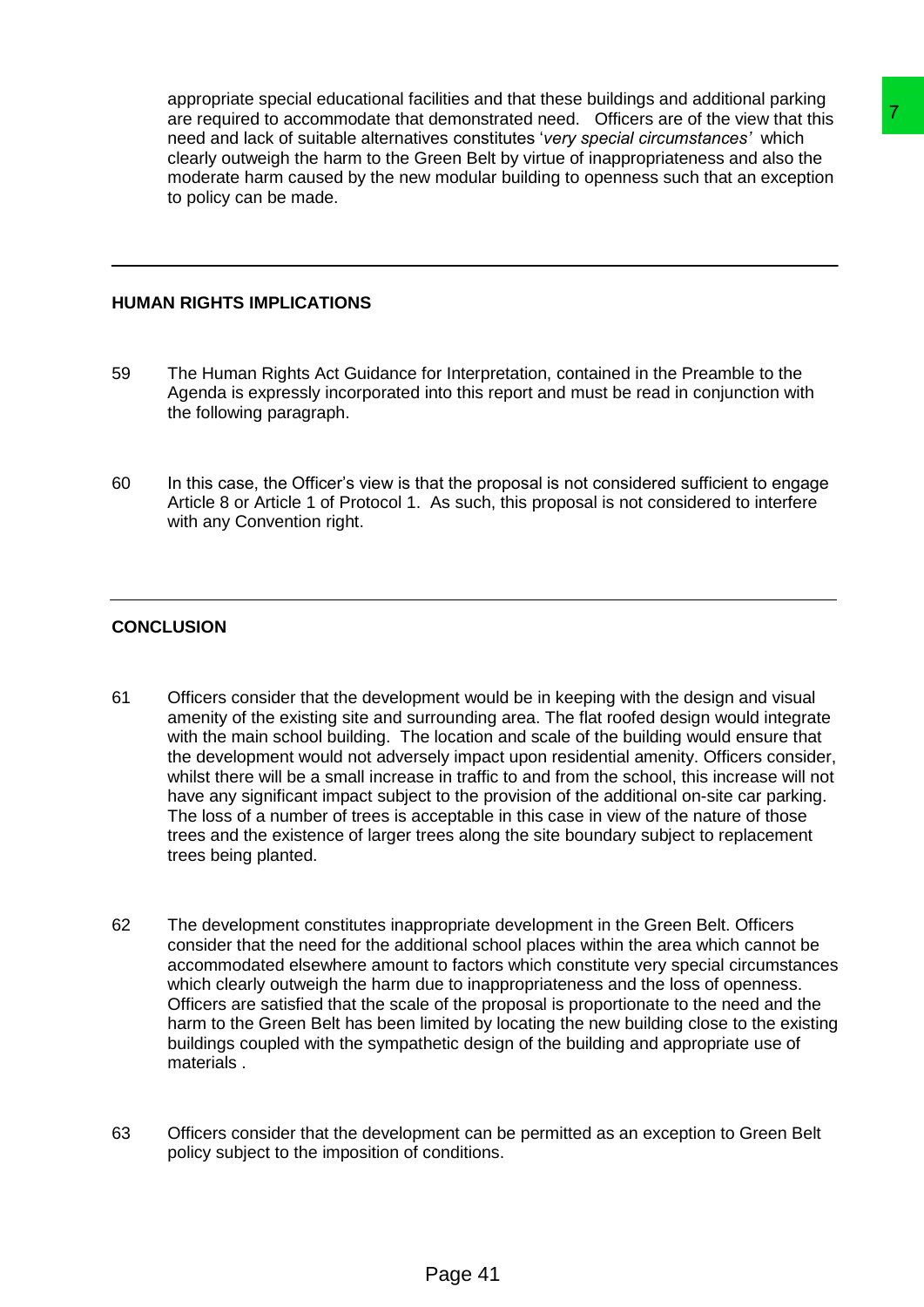appropriate special educational facilities and that these buildings and additional parking are required to accommodate that demonstrated need. Officers are of the view that this need and lack of suitable alternatives constitutes '*very special circumstances'* which clearly outweigh the harm to the Green Belt by virtue of inappropriateness and also the moderate harm caused by the new modular building to openness such that an exception to policy can be made.

---

**HUMAN RIGHTS IMPLICATIONS**

59 The Human Rights Act Guidance for Interpretation, contained in the Preamble to the Agenda is expressly incorporated into this report and must be read in conjunction with the following paragraph.

60 In this case, the Officer's view is that the proposal is not considered sufficient to engage Article 8 or Article 1 of Protocol 1. As such, this proposal is not considered to interfere with any Convention right.

---

**CONCLUSION**

61 Officers consider that the development would be in keeping with the design and visual amenity of the existing site and surrounding area. The flat roofed design would integrate with the main school building. The location and scale of the building would ensure that the development would not adversely impact upon residential amenity. Officers consider, whilst there will be a small increase in traffic to and from the school, this increase will not have any significant impact subject to the provision of the additional on-site car parking. The loss of a number of trees is acceptable in this case in view of the nature of those trees and the existence of larger trees along the site boundary subject to replacement trees being planted.

62 The development constitutes inappropriate development in the Green Belt. Officers consider that the need for the additional school places within the area which cannot be accommodated elsewhere amount to factors which constitute very special circumstances which clearly outweigh the harm due to inappropriateness and the loss of openness. Officers are satisfied that the scale of the proposal is proportionate to the need and the harm to the Green Belt has been limited by locating the new building close to the existing buildings coupled with the sympathetic design of the building and appropriate use of materials .

63 Officers consider that the development can be permitted as an exception to Green Belt policy subject to the imposition of conditions.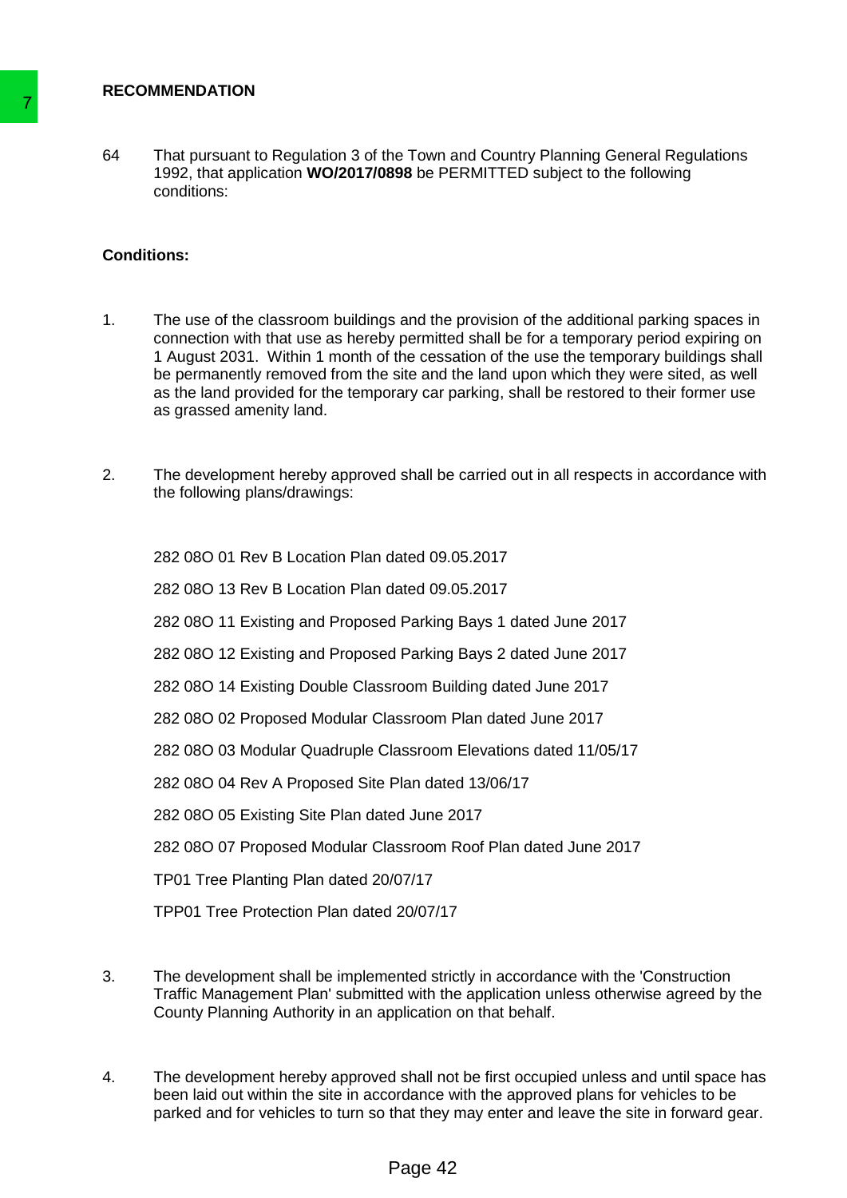**RECOMMENDATION**

64 That pursuant to Regulation 3 of the Town and Country Planning General Regulations 1992, that application **WO/2017/0898** be PERMITTED subject to the following conditions:

**Conditions:**

1. The use of the classroom buildings and the provision of the additional parking spaces in connection with that use as hereby permitted shall be for a temporary period expiring on 1 August 2031. Within 1 month of the cessation of the use the temporary buildings shall be permanently removed from the site and the land upon which they were sited, as well as the land provided for the temporary car parking, shall be restored to their former use as grassed amenity land.

2. The development hereby approved shall be carried out in all respects in accordance with the following plans/drawings:

   282 08O 01 Rev B Location Plan dated 09.05.2017

   282 08O 13 Rev B Location Plan dated 09.05.2017

   282 08O 11 Existing and Proposed Parking Bays 1 dated June 2017

   282 08O 12 Existing and Proposed Parking Bays 2 dated June 2017

   282 08O 14 Existing Double Classroom Building dated June 2017

   282 08O 02 Proposed Modular Classroom Plan dated June 2017

   282 08O 03 Modular Quadruple Classroom Elevations dated 11/05/17

   282 08O 04 Rev A Proposed Site Plan dated 13/06/17

   282 08O 05 Existing Site Plan dated June 2017

   282 08O 07 Proposed Modular Classroom Roof Plan dated June 2017

   TP01 Tree Planting Plan dated 20/07/17

   TPP01 Tree Protection Plan dated 20/07/17

3. The development shall be implemented strictly in accordance with the 'Construction Traffic Management Plan' submitted with the application unless otherwise agreed by the County Planning Authority in an application on that behalf.

4. The development hereby approved shall not be first occupied unless and until space has been laid out within the site in accordance with the approved plans for vehicles to be parked and for vehicles to turn so that they may enter and leave the site in forward gear.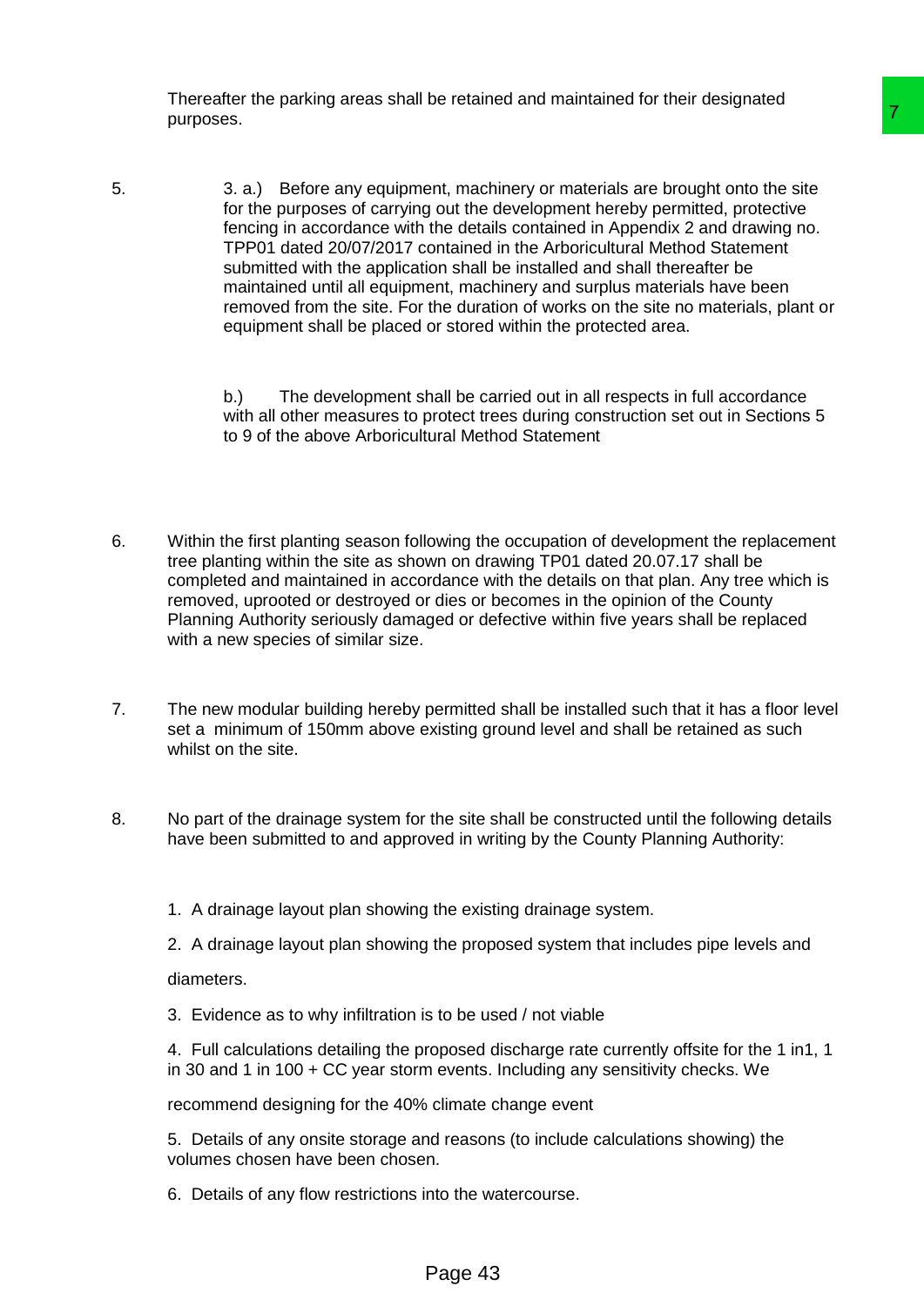Thereafter the parking areas shall be retained and maintained for their designated purposes.

5. 3. a.) Before any equipment, machinery or materials are brought onto the site for the purposes of carrying out the development hereby permitted, protective fencing in accordance with the details contained in Appendix 2 and drawing no. TPP01 dated 20/07/2017 contained in the Arboricultural Method Statement submitted with the application shall be installed and shall thereafter be maintained until all equipment, machinery and surplus materials have been removed from the site. For the duration of works on the site no materials, plant or equipment shall be placed or stored within the protected area.

   b.) The development shall be carried out in all respects in full accordance with all other measures to protect trees during construction set out in Sections 5 to 9 of the above Arboricultural Method Statement

6. Within the first planting season following the occupation of development the replacement tree planting within the site as shown on drawing TP01 dated 20.07.17 shall be completed and maintained in accordance with the details on that plan. Any tree which is removed, uprooted or destroyed or dies or becomes in the opinion of the County Planning Authority seriously damaged or defective within five years shall be replaced with a new species of similar size.

7. The new modular building hereby permitted shall be installed such that it has a floor level set a minimum of 150mm above existing ground level and shall be retained as such whilst on the site.

8. No part of the drainage system for the site shall be constructed until the following details have been submitted to and approved in writing by the County Planning Authority:

   1. A drainage layout plan showing the existing drainage system.

   2. A drainage layout plan showing the proposed system that includes pipe levels and

   diameters.

   3. Evidence as to why infiltration is to be used / not viable

   4. Full calculations detailing the proposed discharge rate currently offsite for the 1 in1, 1 in 30 and 1 in 100 + CC year storm events. Including any sensitivity checks. We

   recommend designing for the 40% climate change event

   5. Details of any onsite storage and reasons (to include calculations showing) the volumes chosen have been chosen.

   6. Details of any flow restrictions into the watercourse.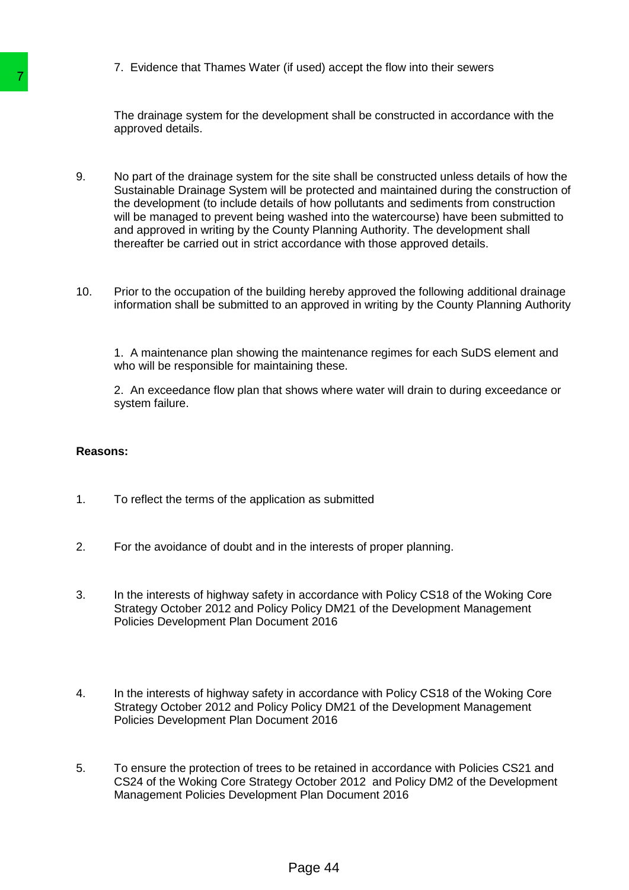7. Evidence that Thames Water (if used) accept the flow into their sewers

The drainage system for the development shall be constructed in accordance with the approved details.

9. No part of the drainage system for the site shall be constructed unless details of how the Sustainable Drainage System will be protected and maintained during the construction of the development (to include details of how pollutants and sediments from construction will be managed to prevent being washed into the watercourse) have been submitted to and approved in writing by the County Planning Authority. The development shall thereafter be carried out in strict accordance with those approved details.

10. Prior to the occupation of the building hereby approved the following additional drainage information shall be submitted to an approved in writing by the County Planning Authority

1. A maintenance plan showing the maintenance regimes for each SuDS element and who will be responsible for maintaining these.

2. An exceedance flow plan that shows where water will drain to during exceedance or system failure.

**Reasons:**

1. To reflect the terms of the application as submitted

2. For the avoidance of doubt and in the interests of proper planning.

3. In the interests of highway safety in accordance with Policy CS18 of the Woking Core Strategy October 2012 and Policy Policy DM21 of the Development Management Policies Development Plan Document 2016

4. In the interests of highway safety in accordance with Policy CS18 of the Woking Core Strategy October 2012 and Policy Policy DM21 of the Development Management Policies Development Plan Document 2016

5. To ensure the protection of trees to be retained in accordance with Policies CS21 and CS24 of the Woking Core Strategy October 2012 and Policy DM2 of the Development Management Policies Development Plan Document 2016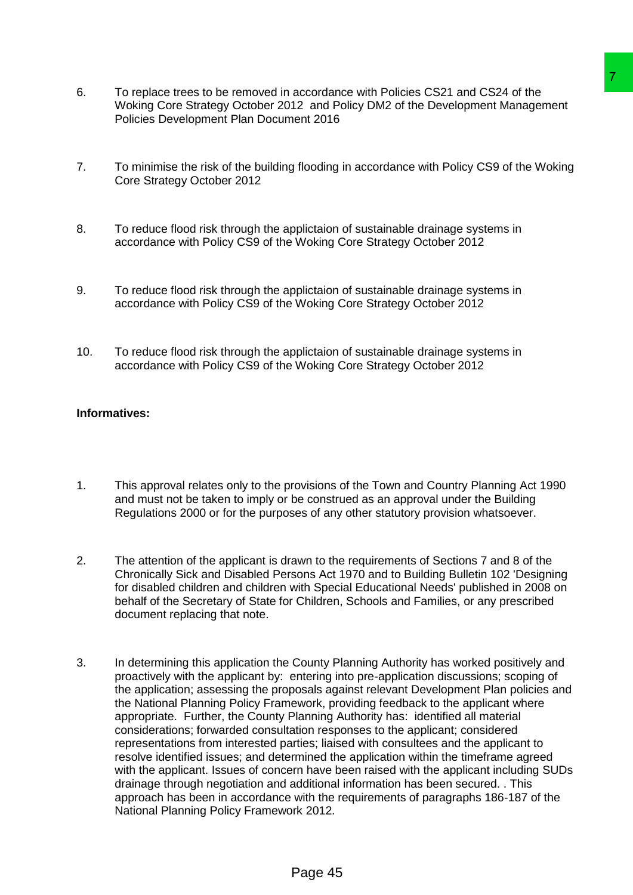6. To replace trees to be removed in accordance with Policies CS21 and CS24 of the Woking Core Strategy October 2012 and Policy DM2 of the Development Management Policies Development Plan Document 2016

7. To minimise the risk of the building flooding in accordance with Policy CS9 of the Woking Core Strategy October 2012

8. To reduce flood risk through the applictaion of sustainable drainage systems in accordance with Policy CS9 of the Woking Core Strategy October 2012

9. To reduce flood risk through the applictaion of sustainable drainage systems in accordance with Policy CS9 of the Woking Core Strategy October 2012

10. To reduce flood risk through the applictaion of sustainable drainage systems in accordance with Policy CS9 of the Woking Core Strategy October 2012

**Informatives:**

1. This approval relates only to the provisions of the Town and Country Planning Act 1990 and must not be taken to imply or be construed as an approval under the Building Regulations 2000 or for the purposes of any other statutory provision whatsoever.

2. The attention of the applicant is drawn to the requirements of Sections 7 and 8 of the Chronically Sick and Disabled Persons Act 1970 and to Building Bulletin 102 'Designing for disabled children and children with Special Educational Needs' published in 2008 on behalf of the Secretary of State for Children, Schools and Families, or any prescribed document replacing that note.

3. In determining this application the County Planning Authority has worked positively and proactively with the applicant by: entering into pre-application discussions; scoping of the application; assessing the proposals against relevant Development Plan policies and the National Planning Policy Framework, providing feedback to the applicant where appropriate. Further, the County Planning Authority has: identified all material considerations; forwarded consultation responses to the applicant; considered representations from interested parties; liaised with consultees and the applicant to resolve identified issues; and determined the application within the timeframe agreed with the applicant. Issues of concern have been raised with the applicant including SUDs drainage through negotiation and additional information has been secured. . This approach has been in accordance with the requirements of paragraphs 186-187 of the National Planning Policy Framework 2012.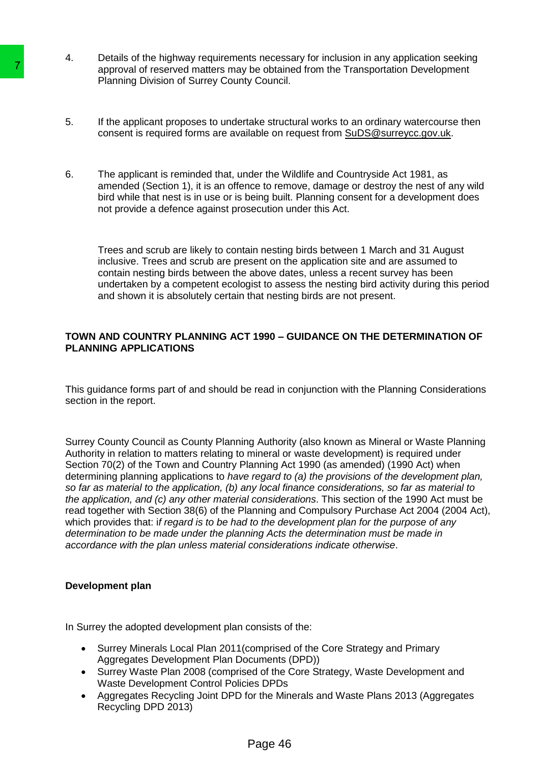4. Details of the highway requirements necessary for inclusion in any application seeking approval of reserved matters may be obtained from the Transportation Development Planning Division of Surrey County Council.

5. If the applicant proposes to undertake structural works to an ordinary watercourse then consent is required forms are available on request from SuDS@surreycc.gov.uk.

6. The applicant is reminded that, under the Wildlife and Countryside Act 1981, as amended (Section 1), it is an offence to remove, damage or destroy the nest of any wild bird while that nest is in use or is being built. Planning consent for a development does not provide a defence against prosecution under this Act.

   Trees and scrub are likely to contain nesting birds between 1 March and 31 August inclusive. Trees and scrub are present on the application site and are assumed to contain nesting birds between the above dates, unless a recent survey has been undertaken by a competent ecologist to assess the nesting bird activity during this period and shown it is absolutely certain that nesting birds are not present.

**TOWN AND COUNTRY PLANNING ACT 1990 – GUIDANCE ON THE DETERMINATION OF PLANNING APPLICATIONS**

This guidance forms part of and should be read in conjunction with the Planning Considerations section in the report.

Surrey County Council as County Planning Authority (also known as Mineral or Waste Planning Authority in relation to matters relating to mineral or waste development) is required under Section 70(2) of the Town and Country Planning Act 1990 (as amended) (1990 Act) when determining planning applications to *have regard to (a) the provisions of the development plan, so far as material to the application, (b) any local finance considerations, so far as material to the application, and (c) any other material considerations*. This section of the 1990 Act must be read together with Section 38(6) of the Planning and Compulsory Purchase Act 2004 (2004 Act), which provides that: i*f regard is to be had to the development plan for the purpose of any determination to be made under the planning Acts the determination must be made in accordance with the plan unless material considerations indicate otherwise*.

**Development plan**

In Surrey the adopted development plan consists of the:

- Surrey Minerals Local Plan 2011(comprised of the Core Strategy and Primary Aggregates Development Plan Documents (DPD))
- Surrey Waste Plan 2008 (comprised of the Core Strategy, Waste Development and Waste Development Control Policies DPDs
- Aggregates Recycling Joint DPD for the Minerals and Waste Plans 2013 (Aggregates Recycling DPD 2013)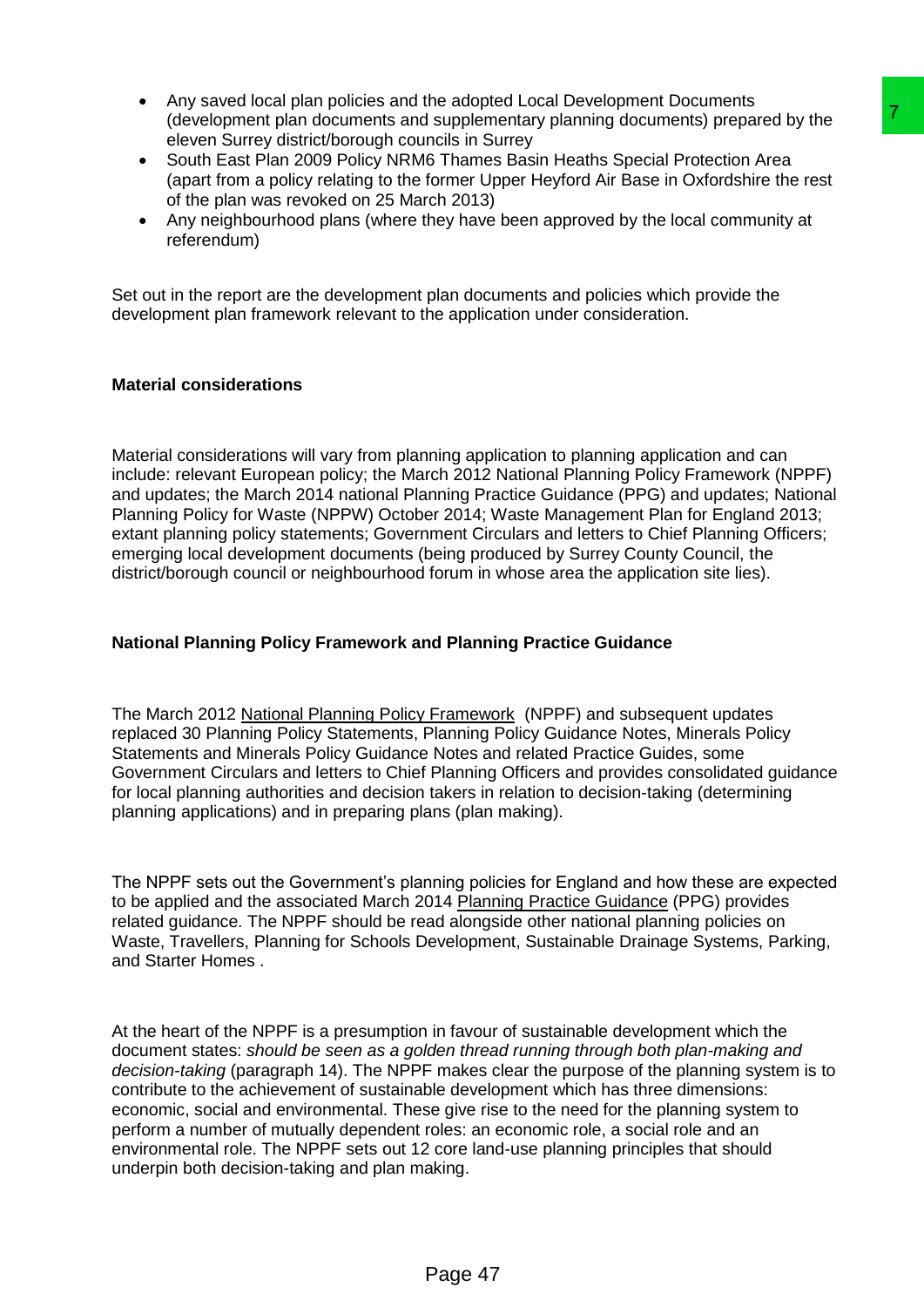- Any saved local plan policies and the adopted Local Development Documents (development plan documents and supplementary planning documents) prepared by the eleven Surrey district/borough councils in Surrey
- South East Plan 2009 Policy NRM6 Thames Basin Heaths Special Protection Area (apart from a policy relating to the former Upper Heyford Air Base in Oxfordshire the rest of the plan was revoked on 25 March 2013)
- Any neighbourhood plans (where they have been approved by the local community at referendum)

Set out in the report are the development plan documents and policies which provide the development plan framework relevant to the application under consideration.

**Material considerations**

Material considerations will vary from planning application to planning application and can include: relevant European policy; the March 2012 National Planning Policy Framework (NPPF) and updates; the March 2014 national Planning Practice Guidance (PPG) and updates; National Planning Policy for Waste (NPPW) October 2014; Waste Management Plan for England 2013; extant planning policy statements; Government Circulars and letters to Chief Planning Officers; emerging local development documents (being produced by Surrey County Council, the district/borough council or neighbourhood forum in whose area the application site lies).

**National Planning Policy Framework and Planning Practice Guidance**

The March 2012 National Planning Policy Framework (NPPF) and subsequent updates replaced 30 Planning Policy Statements, Planning Policy Guidance Notes, Minerals Policy Statements and Minerals Policy Guidance Notes and related Practice Guides, some Government Circulars and letters to Chief Planning Officers and provides consolidated guidance for local planning authorities and decision takers in relation to decision-taking (determining planning applications) and in preparing plans (plan making).

The NPPF sets out the Government's planning policies for England and how these are expected to be applied and the associated March 2014 Planning Practice Guidance (PPG) provides related guidance. The NPPF should be read alongside other national planning policies on Waste, Travellers, Planning for Schools Development, Sustainable Drainage Systems, Parking, and Starter Homes .

At the heart of the NPPF is a presumption in favour of sustainable development which the document states: *should be seen as a golden thread running through both plan-making and decision-taking* (paragraph 14). The NPPF makes clear the purpose of the planning system is to contribute to the achievement of sustainable development which has three dimensions: economic, social and environmental. These give rise to the need for the planning system to perform a number of mutually dependent roles: an economic role, a social role and an environmental role. The NPPF sets out 12 core land-use planning principles that should underpin both decision-taking and plan making.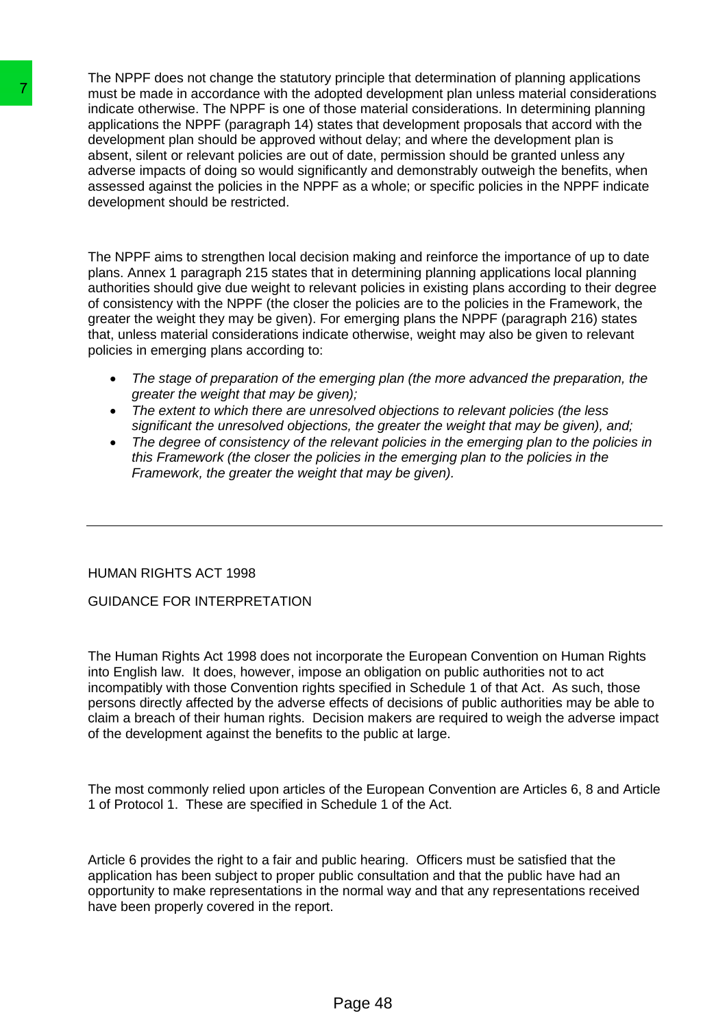The NPPF does not change the statutory principle that determination of planning applications must be made in accordance with the adopted development plan unless material considerations indicate otherwise. The NPPF is one of those material considerations. In determining planning applications the NPPF (paragraph 14) states that development proposals that accord with the development plan should be approved without delay; and where the development plan is absent, silent or relevant policies are out of date, permission should be granted unless any adverse impacts of doing so would significantly and demonstrably outweigh the benefits, when assessed against the policies in the NPPF as a whole; or specific policies in the NPPF indicate development should be restricted.

The NPPF aims to strengthen local decision making and reinforce the importance of up to date plans. Annex 1 paragraph 215 states that in determining planning applications local planning authorities should give due weight to relevant policies in existing plans according to their degree of consistency with the NPPF (the closer the policies are to the policies in the Framework, the greater the weight they may be given). For emerging plans the NPPF (paragraph 216) states that, unless material considerations indicate otherwise, weight may also be given to relevant policies in emerging plans according to:

- *The stage of preparation of the emerging plan (the more advanced the preparation, the greater the weight that may be given);*
- *The extent to which there are unresolved objections to relevant policies (the less significant the unresolved objections, the greater the weight that may be given), and;*
- *The degree of consistency of the relevant policies in the emerging plan to the policies in this Framework (the closer the policies in the emerging plan to the policies in the Framework, the greater the weight that may be given).*

---

HUMAN RIGHTS ACT 1998

GUIDANCE FOR INTERPRETATION

The Human Rights Act 1998 does not incorporate the European Convention on Human Rights into English law. It does, however, impose an obligation on public authorities not to act incompatibly with those Convention rights specified in Schedule 1 of that Act. As such, those persons directly affected by the adverse effects of decisions of public authorities may be able to claim a breach of their human rights. Decision makers are required to weigh the adverse impact of the development against the benefits to the public at large.

The most commonly relied upon articles of the European Convention are Articles 6, 8 and Article 1 of Protocol 1. These are specified in Schedule 1 of the Act.

Article 6 provides the right to a fair and public hearing. Officers must be satisfied that the application has been subject to proper public consultation and that the public have had an opportunity to make representations in the normal way and that any representations received have been properly covered in the report.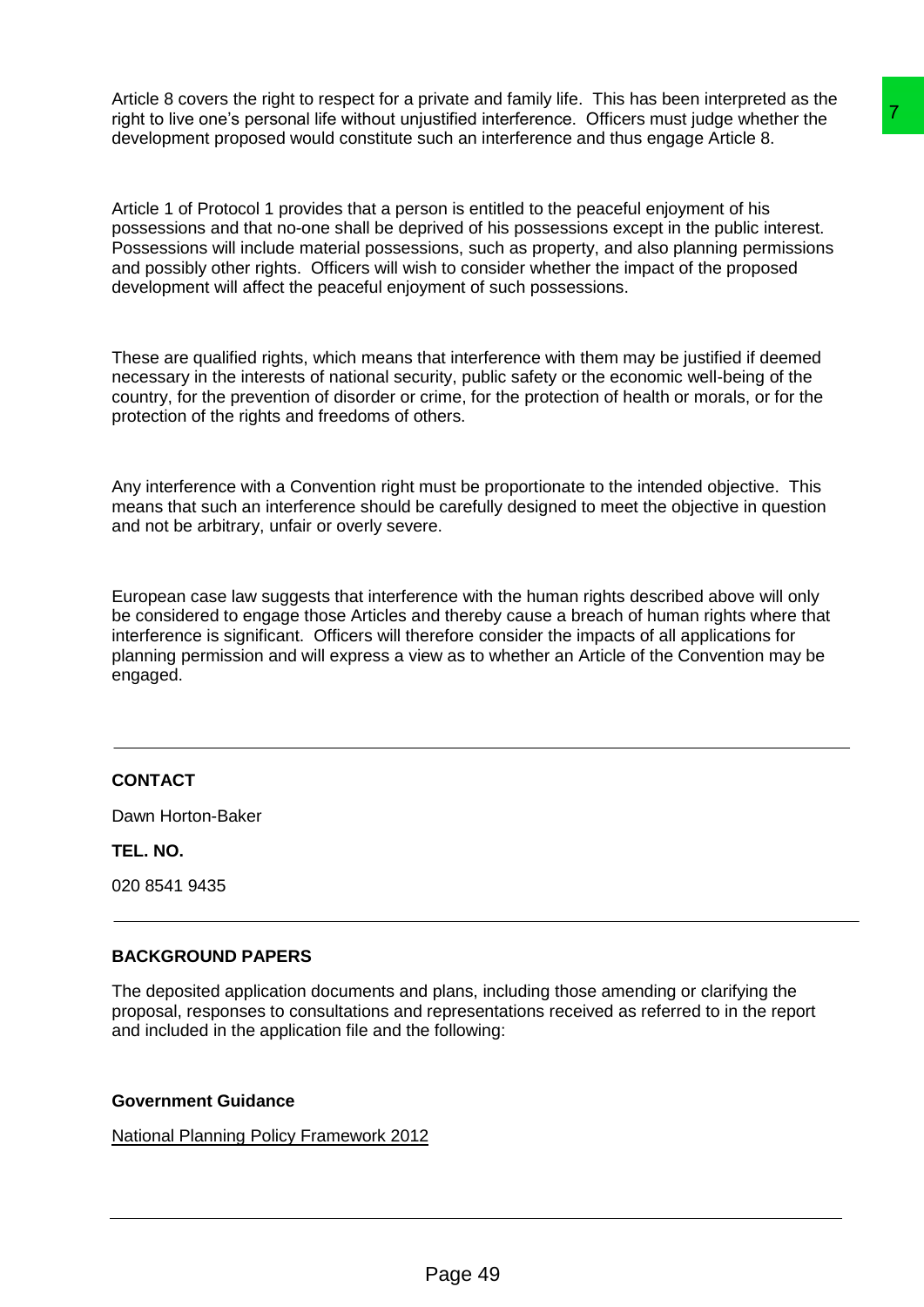Article 8 covers the right to respect for a private and family life. This has been interpreted as the right to live one's personal life without unjustified interference. Officers must judge whether the development proposed would constitute such an interference and thus engage Article 8.

Article 1 of Protocol 1 provides that a person is entitled to the peaceful enjoyment of his possessions and that no-one shall be deprived of his possessions except in the public interest. Possessions will include material possessions, such as property, and also planning permissions and possibly other rights. Officers will wish to consider whether the impact of the proposed development will affect the peaceful enjoyment of such possessions.

These are qualified rights, which means that interference with them may be justified if deemed necessary in the interests of national security, public safety or the economic well-being of the country, for the prevention of disorder or crime, for the protection of health or morals, or for the protection of the rights and freedoms of others.

Any interference with a Convention right must be proportionate to the intended objective. This means that such an interference should be carefully designed to meet the objective in question and not be arbitrary, unfair or overly severe.

European case law suggests that interference with the human rights described above will only be considered to engage those Articles and thereby cause a breach of human rights where that interference is significant. Officers will therefore consider the impacts of all applications for planning permission and will express a view as to whether an Article of the Convention may be engaged.

---

**CONTACT**

Dawn Horton-Baker

**TEL. NO.**

020 8541 9435

---

**BACKGROUND PAPERS**

The deposited application documents and plans, including those amending or clarifying the proposal, responses to consultations and representations received as referred to in the report and included in the application file and the following:

**Government Guidance**

National Planning Policy Framework 2012

---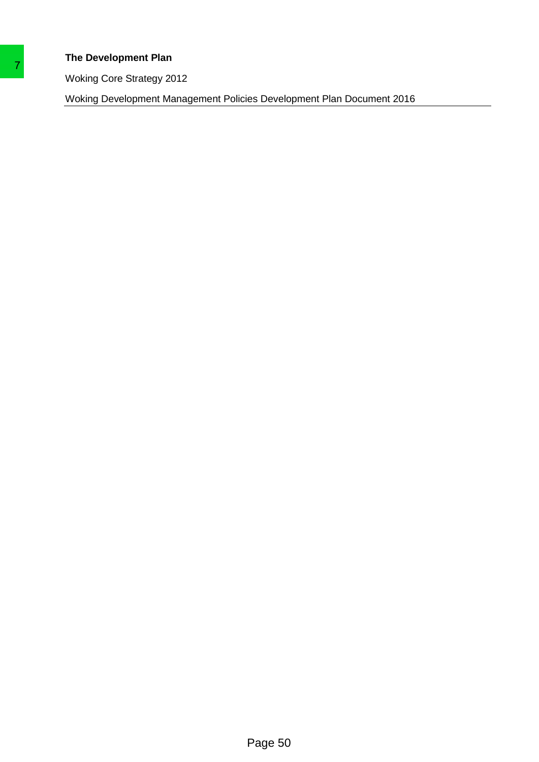**The Development Plan**

Woking Core Strategy 2012

Woking Development Management Policies Development Plan Document 2016